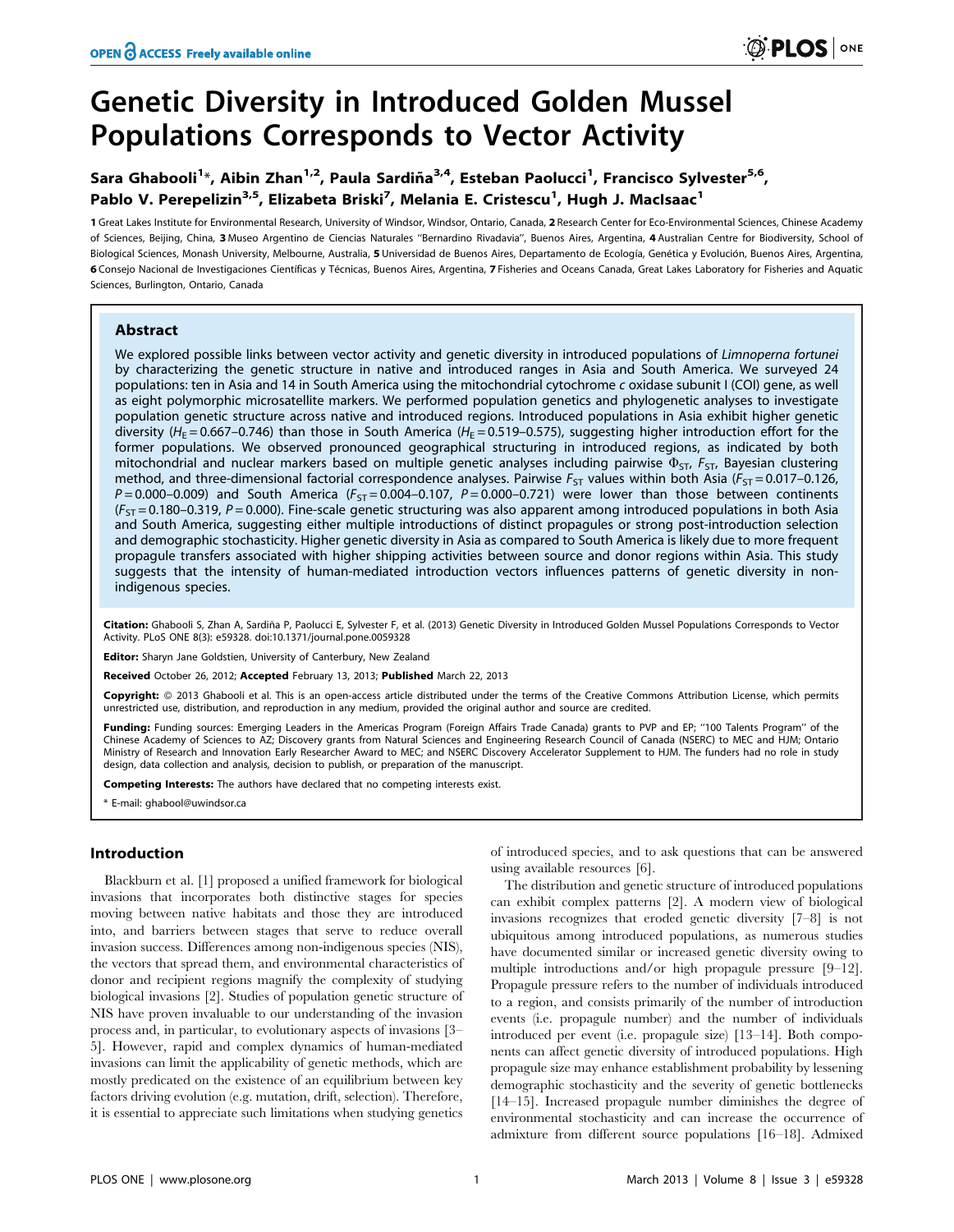# Genetic Diversity in Introduced Golden Mussel Populations Corresponds to Vector Activity

**Sara Ghabooli[1]*, Aibin Zhan[1,2], Paula Sardiña[3,4], Esteban Paolucci[1], Francisco Sylvester[5,6], Pablo V. Perepelizin[3,5], Elizabeta Briski[7], Melania E. Cristescu[1], Hugh J. MacIsaac[1]**

1 Great Lakes Institute for Environmental Research, University of Windsor, Windsor, Ontario, Canada, 2 Research Center for Eco-Environmental Sciences, Chinese Academy of Sciences, Beijing, China, 3 Museo Argentino de Ciencias Naturales ''Bernardino Rivadavia'', Buenos Aires, Argentina, 4 Australian Centre for Biodiversity, School of Biological Sciences, Monash University, Melbourne, Australia, 5 Universidad de Buenos Aires, Departamento de Ecología, Genética y Evolución, Buenos Aires, Argentina, 6 Consejo Nacional de Investigaciones Científicas y Técnicas, Buenos Aires, Argentina, 7 Fisheries and Oceans Canada, Great Lakes Laboratory for Fisheries and Aquatic Sciences, Burlington, Ontario, Canada

## Abstract

We explored possible links between vector activity and genetic diversity in introduced populations of *Limnoperna fortunei* by characterizing the genetic structure in native and introduced ranges in Asia and South America. We surveyed 24 populations: ten in Asia and 14 in South America using the mitochondrial cytochrome *c* oxidase subunit I (COI) gene, as well as eight polymorphic microsatellite markers. We performed population genetics and phylogenetic analyses to investigate population genetic structure across native and introduced regions. Introduced populations in Asia exhibit higher genetic diversity ($H_E$ = 0.667–0.746) than those in South America ($H_E$ = 0.519–0.575), suggesting higher introduction effort for the former populations. We observed pronounced geographical structuring in introduced regions, as indicated by both mitochondrial and nuclear markers based on multiple genetic analyses including pairwise $\Phi_{ST}$, $F_{ST}$, Bayesian clustering method, and three-dimensional factorial correspondence analyses. Pairwise $F_{ST}$ values within both Asia ($F_{ST}$ = 0.017–0.126, $P$ = 0.000–0.009) and South America ($F_{ST}$ = 0.004–0.107, $P$ = 0.000–0.721) were lower than those between continents ($F_{ST}$ = 0.180–0.319, $P$ = 0.000). Fine-scale genetic structuring was also apparent among introduced populations in both Asia and South America, suggesting either multiple introductions of distinct propagules or strong post-introduction selection and demographic stochasticity. Higher genetic diversity in Asia as compared to South America is likely due to more frequent propagule transfers associated with higher shipping activities between source and donor regions within Asia. This study suggests that the intensity of human-mediated introduction vectors influences patterns of genetic diversity in non-indigenous species.

**Citation:** Ghabooli S, Zhan A, Sardiña P, Paolucci E, Sylvester F, et al. (2013) Genetic Diversity in Introduced Golden Mussel Populations Corresponds to Vector Activity. PLoS ONE 8(3): e59328. doi:10.1371/journal.pone.0059328

**Editor:** Sharyn Jane Goldstien, University of Canterbury, New Zealand

**Received** October 26, 2012; **Accepted** February 13, 2013; **Published** March 22, 2013

**Copyright:** © 2013 Ghabooli et al. This is an open-access article distributed under the terms of the Creative Commons Attribution License, which permits unrestricted use, distribution, and reproduction in any medium, provided the original author and source are credited.

**Funding:** Funding sources: Emerging Leaders in the Americas Program (Foreign Affairs Trade Canada) grants to PVP and EP; ''100 Talents Program'' of the Chinese Academy of Sciences to AZ; Discovery grants from Natural Sciences and Engineering Research Council of Canada (NSERC) to MEC and HJM; Ontario Ministry of Research and Innovation Early Researcher Award to MEC; and NSERC Discovery Accelerator Supplement to HJM. The funders had no role in study design, data collection and analysis, decision to publish, or preparation of the manuscript.

**Competing Interests:** The authors have declared that no competing interests exist.

\* E-mail: ghabool@uwindsor.ca

## Introduction

Blackburn et al. [1] proposed a unified framework for biological invasions that incorporates both distinctive stages for species moving between native habitats and those they are introduced into, and barriers between stages that serve to reduce overall invasion success. Differences among non-indigenous species (NIS), the vectors that spread them, and environmental characteristics of donor and recipient regions magnify the complexity of studying biological invasions [2]. Studies of population genetic structure of NIS have proven invaluable to our understanding of the invasion process and, in particular, to evolutionary aspects of invasions [3–5]. However, rapid and complex dynamics of human-mediated invasions can limit the applicability of genetic methods, which are mostly predicated on the existence of an equilibrium between key factors driving evolution (e.g. mutation, drift, selection). Therefore, it is essential to appreciate such limitations when studying genetics of introduced species, and to ask questions that can be answered using available resources [6].

The distribution and genetic structure of introduced populations can exhibit complex patterns [2]. A modern view of biological invasions recognizes that eroded genetic diversity [7–8] is not ubiquitous among introduced populations, as numerous studies have documented similar or increased genetic diversity owing to multiple introductions and/or high propagule pressure [9–12]. Propagule pressure refers to the number of individuals introduced to a region, and consists primarily of the number of introduction events (i.e. propagule number) and the number of individuals introduced per event (i.e. propagule size) [13–14]. Both components can affect genetic diversity of introduced populations. High propagule size may enhance establishment probability by lessening demographic stochasticity and the severity of genetic bottlenecks [14–15]. Increased propagule number diminishes the degree of environmental stochasticity and can increase the occurrence of admixture from different source populations [16–18]. Admixed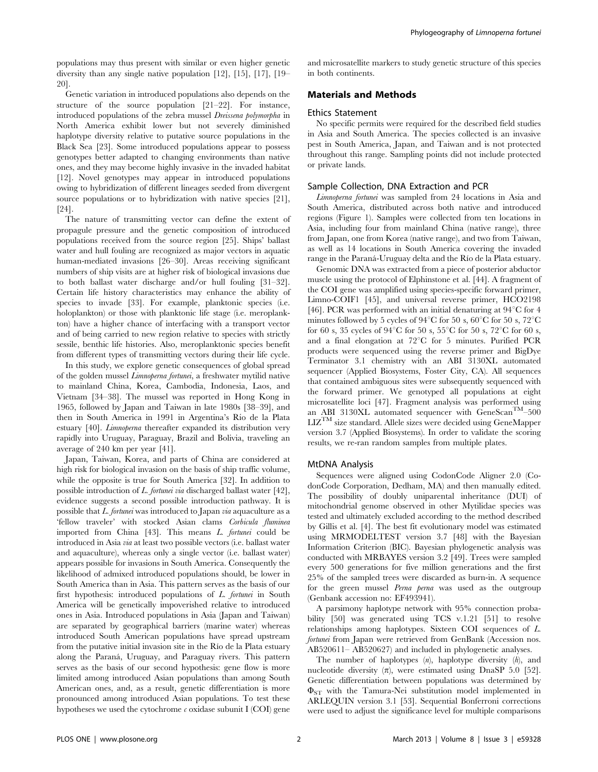populations may thus present with similar or even higher genetic diversity than any single native population [12], [15], [17], [19–20].

Genetic variation in introduced populations also depends on the structure of the source population [21–22]. For instance, introduced populations of the zebra mussel *Dreissena polymorpha* in North America exhibit lower but not severely diminished haplotype diversity relative to putative source populations in the Black Sea [23]. Some introduced populations appear to possess genotypes better adapted to changing environments than native ones, and they may become highly invasive in the invaded habitat [12]. Novel genotypes may appear in introduced populations owing to hybridization of different lineages seeded from divergent source populations or to hybridization with native species [21], [24].

The nature of transmitting vector can define the extent of propagule pressure and the genetic composition of introduced populations received from the source region [25]. Ships' ballast water and hull fouling are recognized as major vectors in aquatic human-mediated invasions [26–30]. Areas receiving significant numbers of ship visits are at higher risk of biological invasions due to both ballast water discharge and/or hull fouling [31–32]. Certain life history characteristics may enhance the ability of species to invade [33]. For example, planktonic species (i.e. holoplankton) or those with planktonic life stage (i.e. meroplankton) have a higher chance of interfacing with a transport vector and of being carried to new region relative to species with strictly sessile, benthic life histories. Also, meroplanktonic species benefit from different types of transmitting vectors during their life cycle.

In this study, we explore genetic consequences of global spread of the golden mussel *Limnoperna fortunei*, a freshwater mytilid native to mainland China, Korea, Cambodia, Indonesia, Laos, and Vietnam [34–38]. The mussel was reported in Hong Kong in 1965, followed by Japan and Taiwan in late 1980s [38–39], and then in South America in 1991 in Argentina's Río de la Plata estuary [40]. *Limnoperna* thereafter expanded its distribution very rapidly into Uruguay, Paraguay, Brazil and Bolivia, traveling an average of 240 km per year [41].

Japan, Taiwan, Korea, and parts of China are considered at high risk for biological invasion on the basis of ship traffic volume, while the opposite is true for South America [32]. In addition to possible introduction of *L. fortunei via* discharged ballast water [42], evidence suggests a second possible introduction pathway. It is possible that *L. fortunei* was introduced to Japan *via* aquaculture as a 'fellow traveler' with stocked Asian clams *Corbicula fluminea* imported from China [43]. This means *L. fortunei* could be introduced in Asia *via* at least two possible vectors (i.e. ballast water and aquaculture), whereas only a single vector (i.e. ballast water) appears possible for invasions in South America. Consequently the likelihood of admixed introduced populations should, be lower in South America than in Asia. This pattern serves as the basis of our first hypothesis: introduced populations of *L. fortunei* in South America will be genetically impoverished relative to introduced ones in Asia. Introduced populations in Asia (Japan and Taiwan) are separated by geographical barriers (marine water) whereas introduced South American populations have spread upstream from the putative initial invasion site in the Río de la Plata estuary along the Paraná, Uruguay, and Paraguay rivers. This pattern serves as the basis of our second hypothesis: gene flow is more limited among introduced Asian populations than among South American ones, and, as a result, genetic differentiation is more pronounced among introduced Asian populations. To test these hypotheses we used the cytochrome *c* oxidase subunit I (COI) gene and microsatellite markers to study genetic structure of this species in both continents.

## Materials and Methods

### Ethics Statement

No specific permits were required for the described field studies in Asia and South America. The species collected is an invasive pest in South America, Japan, and Taiwan and is not protected throughout this range. Sampling points did not include protected or private lands.

### Sample Collection, DNA Extraction and PCR

*Limnoperna fortunei* was sampled from 24 locations in Asia and South America, distributed across both native and introduced regions (Figure 1). Samples were collected from ten locations in Asia, including four from mainland China (native range), three from Japan, one from Korea (native range), and two from Taiwan, as well as 14 locations in South America covering the invaded range in the Paraná-Uruguay delta and the Río de la Plata estuary.

Genomic DNA was extracted from a piece of posterior abductor muscle using the protocol of Elphinstone et al. [44]. A fragment of the COI gene was amplified using species-specific forward primer, Limno-COIF1 [45], and universal reverse primer, HCO2198 [46]. PCR was performed with an initial denaturing at 94°C for 4 minutes followed by 5 cycles of 94°C for 50 s, 60°C for 50 s, 72°C for 60 s, 35 cycles of 94°C for 50 s, 55°C for 50 s, 72°C for 60 s, and a final elongation at 72°C for 5 minutes. Purified PCR products were sequenced using the reverse primer and BigDye Terminator 3.1 chemistry with an ABI 3130XL automated sequencer (Applied Biosystems, Foster City, CA). All sequences that contained ambiguous sites were subsequently sequenced with the forward primer. We genotyped all populations at eight microsatellite loci [47]. Fragment analysis was performed using an ABI 3130XL automated sequencer with GeneScan$^{TM}$–500 LIZ$^{TM}$ size standard. Allele sizes were decided using GeneMapper version 3.7 (Applied Biosystems). In order to validate the scoring results, we re-ran random samples from multiple plates.

### MtDNA Analysis

Sequences were aligned using CodonCode Aligner 2.0 (CodonCode Corporation, Dedham, MA) and then manually edited. The possibility of doubly uniparental inheritance (DUI) of mitochondrial genome observed in other Mytilidae species was tested and ultimately excluded according to the method described by Gillis et al. [4]. The best fit evolutionary model was estimated using MRMODELTEST version 3.7 [48] with the Bayesian Information Criterion (BIC). Bayesian phylogenetic analysis was conducted with MRBAYES version 3.2 [49]. Trees were sampled every 500 generations for five million generations and the first 25% of the sampled trees were discarded as burn-in. A sequence for the green mussel *Perna perna* was used as the outgroup (Genbank accession no: EF493941).

A parsimony haplotype network with 95% connection probability [50] was generated using TCS v.1.21 [51] to resolve relationships among haplotypes. Sixteen COI sequences of *L. fortunei* from Japan were retrieved from GenBank (Accession nos. AB520611– AB520627) and included in phylogenetic analyses.

The number of haplotypes ($n$), haplotype diversity ($h$), and nucleotide diversity ($\pi$), were estimated using DnaSP 5.0 [52]. Genetic differentiation between populations was determined by $\Phi_{ST}$ with the Tamura-Nei substitution model implemented in ARLEQUIN version 3.1 [53]. Sequential Bonferroni corrections were used to adjust the significance level for multiple comparisons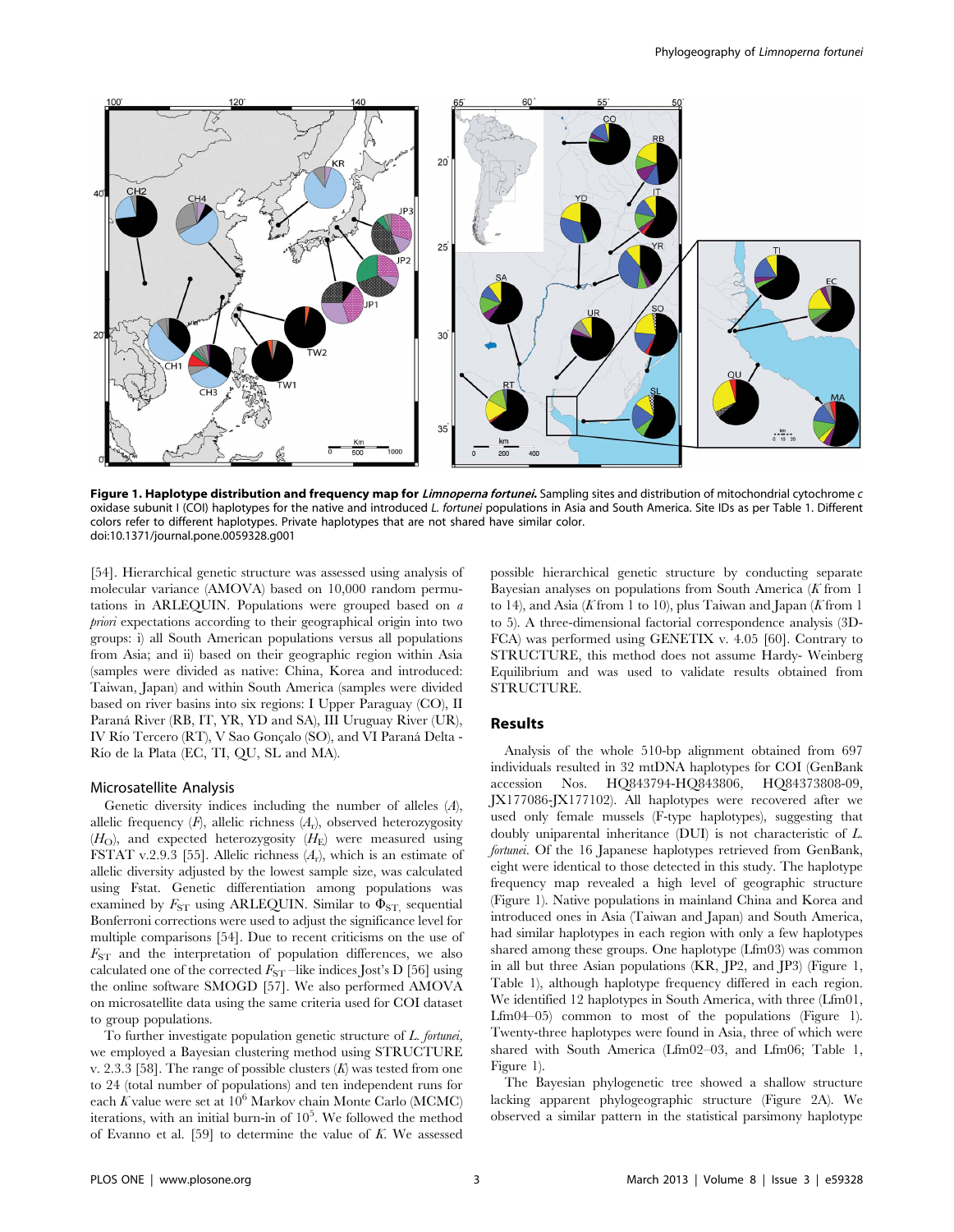**Figure 1. Haplotype distribution and frequency map for *Limnoperna fortunei*.** Sampling sites and distribution of mitochondrial cytochrome c oxidase subunit I (COI) haplotypes for the native and introduced *L. fortunei* populations in Asia and South America. Site IDs as per Table 1. Different colors refer to different haplotypes. Private haplotypes that are not shared have similar color.
doi:10.1371/journal.pone.0059328.g001

[54]. Hierarchical genetic structure was assessed using analysis of molecular variance (AMOVA) based on 10,000 random permutations in ARLEQUIN. Populations were grouped based on *a priori* expectations according to their geographical origin into two groups: i) all South American populations versus all populations from Asia; and ii) based on their geographic region within Asia (samples were divided as native: China, Korea and introduced: Taiwan, Japan) and within South America (samples were divided based on river basins into six regions: I Upper Paraguay (CO), II Paraná River (RB, IT, YR, YD and SA), III Uruguay River (UR), IV Río Tercero (RT), V Sao Gonçalo (SO), and VI Paraná Delta - Río de la Plata (EC, TI, QU, SL and MA).

### Microsatellite Analysis

Genetic diversity indices including the number of alleles ($A$), allelic frequency ($F$), allelic richness ($A_r$), observed heterozygosity ($H_O$), and expected heterozygosity ($H_E$) were measured using FSTAT v.2.9.3 [55]. Allelic richness ($A_r$), which is an estimate of allelic diversity adjusted by the lowest sample size, was calculated using Fstat. Genetic differentiation among populations was examined by $F_{ST}$ using ARLEQUIN. Similar to $\Phi_{ST}$, sequential Bonferroni corrections were used to adjust the significance level for multiple comparisons [54]. Due to recent criticisms on the use of $F_{ST}$ and the interpretation of population differences, we also calculated one of the corrected $F_{ST}$ –like indices Jost's D [56] using the online software SMOGD [57]. We also performed AMOVA on microsatellite data using the same criteria used for COI dataset to group populations.

To further investigate population genetic structure of *L. fortunei*, we employed a Bayesian clustering method using STRUCTURE v. 2.3.3 [58]. The range of possible clusters ($K$) was tested from one to 24 (total number of populations) and ten independent runs for each $K$ value were set at $10^6$ Markov chain Monte Carlo (MCMC) iterations, with an initial burn-in of $10^5$. We followed the method of Evanno et al. [59] to determine the value of $K$. We assessed possible hierarchical genetic structure by conducting separate Bayesian analyses on populations from South America ($K$ from 1 to 14), and Asia ($K$ from 1 to 10), plus Taiwan and Japan ($K$ from 1 to 5). A three-dimensional factorial correspondence analysis (3D-FCA) was performed using GENETIX v. 4.05 [60]. Contrary to STRUCTURE, this method does not assume Hardy- Weinberg Equilibrium and was used to validate results obtained from STRUCTURE.

## Results

Analysis of the whole 510-bp alignment obtained from 697 individuals resulted in 32 mtDNA haplotypes for COI (GenBank accession Nos. HQ843794-HQ843806, HQ84373808-09, JX177086-JX177102). All haplotypes were recovered after we used only female mussels (F-type haplotypes), suggesting that doubly uniparental inheritance (DUI) is not characteristic of *L. fortunei*. Of the 16 Japanese haplotypes retrieved from GenBank, eight were identical to those detected in this study. The haplotype frequency map revealed a high level of geographic structure (Figure 1). Native populations in mainland China and Korea and introduced ones in Asia (Taiwan and Japan) and South America, had similar haplotypes in each region with only a few haplotypes shared among these groups. One haplotype (Lfm03) was common in all but three Asian populations (KR, JP2, and JP3) (Figure 1, Table 1), although haplotype frequency differed in each region. We identified 12 haplotypes in South America, with three (Lfm01, Lfm04–05) common to most of the populations (Figure 1). Twenty-three haplotypes were found in Asia, three of which were shared with South America (Lfm02–03, and Lfm06; Table 1, Figure 1).

The Bayesian phylogenetic tree showed a shallow structure lacking apparent phylogeographic structure (Figure 2A). We observed a similar pattern in the statistical parsimony haplotype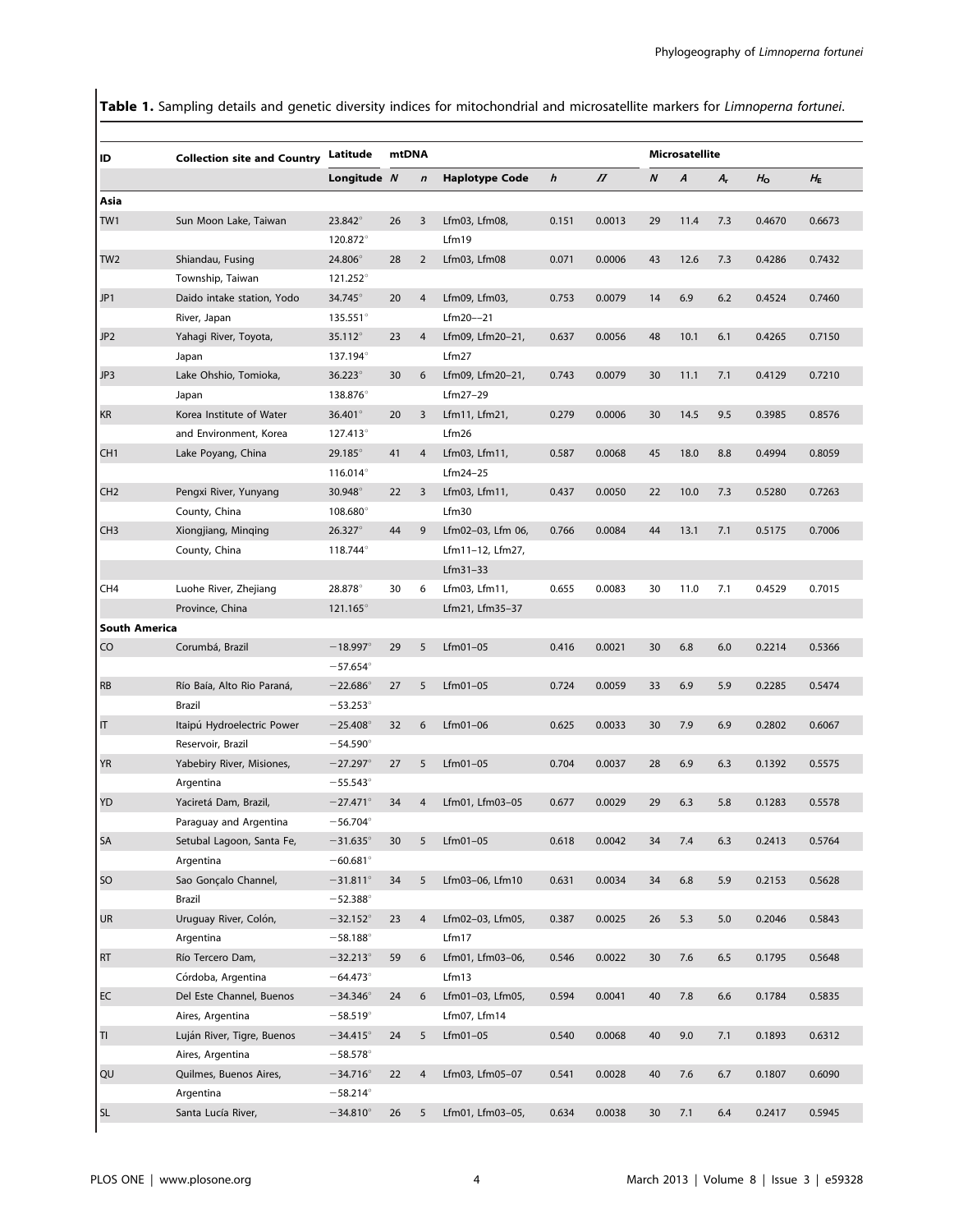**Table 1.** Sampling details and genetic diversity indices for mitochondrial and microsatellite markers for *Limnoperna fortunei*.

| ID | Collection site and Country | Latitude | mtDNA | | | | | Microsatellite | | | | |
|---|---|---|---|---|---|---|---|---|---|---|---|---|
| | | Longitude | $N$ | $n$ | Haplotype Code | $h$ | $\Pi$ | $N$ | $A$ | $A_r$ | $H_O$ | $H_E$ |
| **Asia** | | | | | | | | | | | | |
| TW1 | Sun Moon Lake, Taiwan | 23.842° 120.872° | 26 | 3 | Lfm03, Lfm08, Lfm19 | 0.151 | 0.0013 | 29 | 11.4 | 7.3 | 0.4670 | 0.6673 |
| TW2 | Shiandau, Fusing Township, Taiwan | 24.806° 121.252° | 28 | 2 | Lfm03, Lfm08 | 0.071 | 0.0006 | 43 | 12.6 | 7.3 | 0.4286 | 0.7432 |
| JP1 | Daido intake station, Yodo River, Japan | 34.745° 135.551° | 20 | 4 | Lfm09, Lfm03, Lfm20--21 | 0.753 | 0.0079 | 14 | 6.9 | 6.2 | 0.4524 | 0.7460 |
| JP2 | Yahagi River, Toyota, Japan | 35.112° 137.194° | 23 | 4 | Lfm09, Lfm20–21, Lfm27 | 0.637 | 0.0056 | 48 | 10.1 | 6.1 | 0.4265 | 0.7150 |
| JP3 | Lake Ohshio, Tomioka, Japan | 36.223° 138.876° | 30 | 6 | Lfm09, Lfm20–21, Lfm27–29 | 0.743 | 0.0079 | 30 | 11.1 | 7.1 | 0.4129 | 0.7210 |
| KR | Korea Institute of Water and Environment, Korea | 36.401° 127.413° | 20 | 3 | Lfm11, Lfm21, Lfm26 | 0.279 | 0.0006 | 30 | 14.5 | 9.5 | 0.3985 | 0.8576 |
| CH1 | Lake Poyang, China | 29.185° 116.014° | 41 | 4 | Lfm03, Lfm11, Lfm24–25 | 0.587 | 0.0068 | 45 | 18.0 | 8.8 | 0.4994 | 0.8059 |
| CH2 | Pengxi River, Yunyang County, China | 30.948° 108.680° | 22 | 3 | Lfm03, Lfm11, Lfm30 | 0.437 | 0.0050 | 22 | 10.0 | 7.3 | 0.5280 | 0.7263 |
| CH3 | Xiongjiang, Minqing County, China | 26.327° 118.744° | 44 | 9 | Lfm02–03, Lfm 06, Lfm11–12, Lfm27, Lfm31–33 | 0.766 | 0.0084 | 44 | 13.1 | 7.1 | 0.5175 | 0.7006 |
| CH4 | Luohe River, Zhejiang Province, China | 28.878° 121.165° | 30 | 6 | Lfm03, Lfm11, Lfm21, Lfm35–37 | 0.655 | 0.0083 | 30 | 11.0 | 7.1 | 0.4529 | 0.7015 |
| **South America** | | | | | | | | | | | | |
| CO | Corumbá, Brazil | −18.997° −57.654° | 29 | 5 | Lfm01–05 | 0.416 | 0.0021 | 30 | 6.8 | 6.0 | 0.2214 | 0.5366 |
| RB | Río Baía, Alto Rio Paraná, Brazil | −22.686° −53.253° | 27 | 5 | Lfm01–05 | 0.724 | 0.0059 | 33 | 6.9 | 5.9 | 0.2285 | 0.5474 |
| IT | Itaipú Hydroelectric Power Reservoir, Brazil | −25.408° −54.590° | 32 | 6 | Lfm01–06 | 0.625 | 0.0033 | 30 | 7.9 | 6.9 | 0.2802 | 0.6067 |
| YR | Yabebiry River, Misiones, Argentina | −27.297° −55.543° | 27 | 5 | Lfm01–05 | 0.704 | 0.0037 | 28 | 6.9 | 6.3 | 0.1392 | 0.5575 |
| YD | Yaciretá Dam, Brazil, Paraguay and Argentina | −27.471° −56.704° | 34 | 4 | Lfm01, Lfm03–05 | 0.677 | 0.0029 | 29 | 6.3 | 5.8 | 0.1283 | 0.5578 |
| SA | Setubal Lagoon, Santa Fe, Argentina | −31.635° −60.681° | 30 | 5 | Lfm01–05 | 0.618 | 0.0042 | 34 | 7.4 | 6.3 | 0.2413 | 0.5764 |
| SO | Sao Gonçalo Channel, Brazil | −31.811° −52.388° | 34 | 5 | Lfm03–06, Lfm10 | 0.631 | 0.0034 | 34 | 6.8 | 5.9 | 0.2153 | 0.5628 |
| UR | Uruguay River, Colón, Argentina | −32.152° −58.188° | 23 | 4 | Lfm02–03, Lfm05, Lfm17 | 0.387 | 0.0025 | 26 | 5.3 | 5.0 | 0.2046 | 0.5843 |
| RT | Río Tercero Dam, Córdoba, Argentina | −32.213° −64.473° | 59 | 6 | Lfm01, Lfm03–06, Lfm13 | 0.546 | 0.0022 | 30 | 7.6 | 6.5 | 0.1795 | 0.5648 |
| EC | Del Este Channel, Buenos Aires, Argentina | −34.346° −58.519° | 24 | 6 | Lfm01–03, Lfm05, Lfm07, Lfm14 | 0.594 | 0.0041 | 40 | 7.8 | 6.6 | 0.1784 | 0.5835 |
| TI | Luján River, Tigre, Buenos Aires, Argentina | −34.415° −58.578° | 24 | 5 | Lfm01–05 | 0.540 | 0.0068 | 40 | 9.0 | 7.1 | 0.1893 | 0.6312 |
| QU | Quilmes, Buenos Aires, Argentina | −34.716° −58.214° | 22 | 4 | Lfm03, Lfm05–07 | 0.541 | 0.0028 | 40 | 7.6 | 6.7 | 0.1807 | 0.6090 |
| SL | Santa Lucía River, | −34.810° | 26 | 5 | Lfm01, Lfm03–05, | 0.634 | 0.0038 | 30 | 7.1 | 6.4 | 0.2417 | 0.5945 |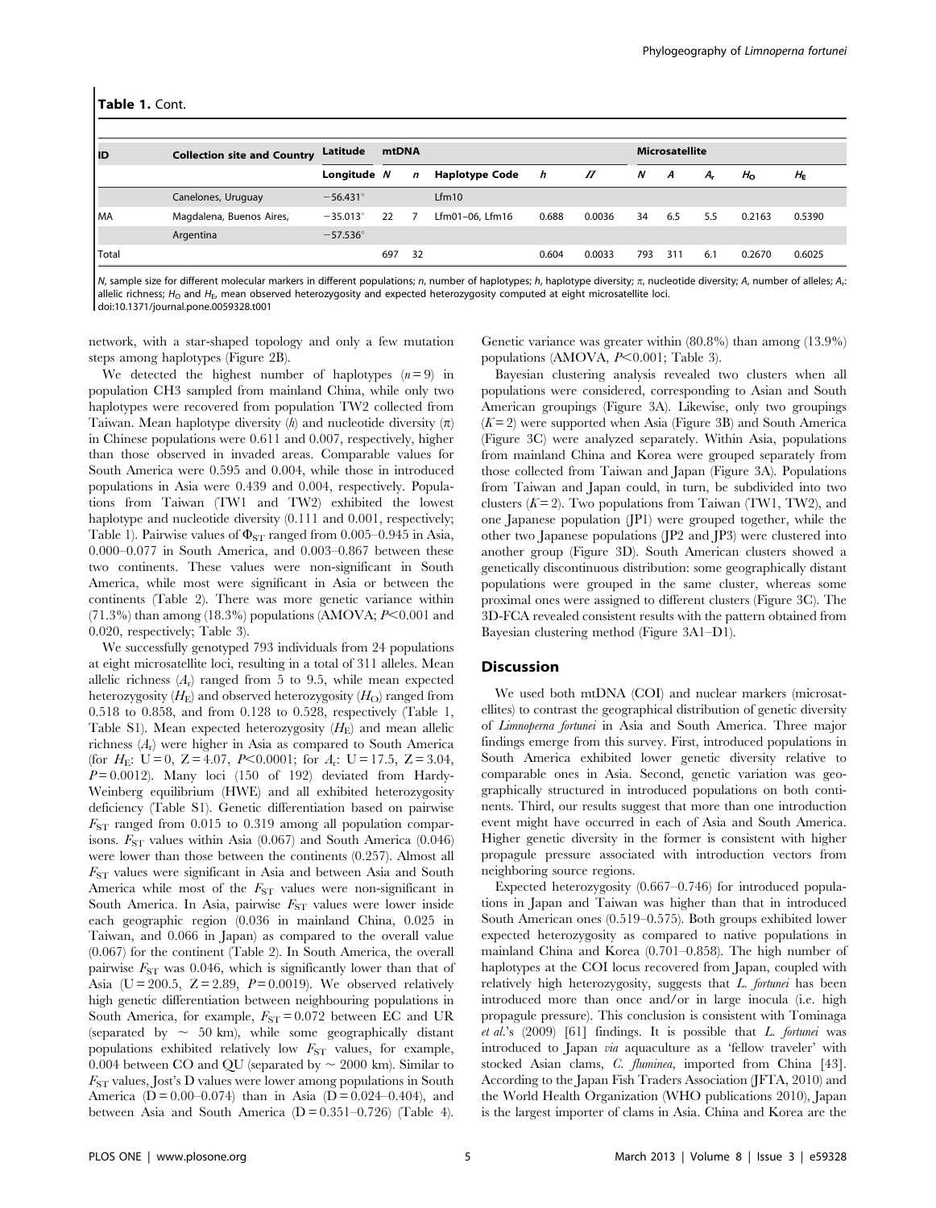**Table 1.** Cont.

| ID | Collection site and Country | Latitude | mtDNA | | | | | Microsatellite | | | | |
|---|---|---|---|---|---|---|---|---|---|---|---|---|
| | | Longitude | *N* | *n* | Haplotype Code | *h* | *Π* | *N* | *A* | $A_r$ | $H_O$ | $H_E$ |
| | Canelones, Uruguay | −56.431° | | | Lfm10 | | | | | | | |
| MA | Magdalena, Buenos Aires, Argentina | −35.013° −57.536° | 22 | 7 | Lfm01–06, Lfm16 | 0.688 | 0.0036 | 34 | 6.5 | 5.5 | 0.2163 | 0.5390 |
| Total | | | 697 | 32 | | 0.604 | 0.0033 | 793 | 311 | 6.1 | 0.2670 | 0.6025 |

*N*, sample size for different molecular markers in different populations; *n*, number of haplotypes; *h*, haplotype diversity; *π*, nucleotide diversity; *A*, number of alleles; $A_r$: allelic richness; $H_O$ and $H_E$, mean observed heterozygosity and expected heterozygosity computed at eight microsatellite loci.
doi:10.1371/journal.pone.0059328.t001

network, with a star-shaped topology and only a few mutation steps among haplotypes (Figure 2B).

We detected the highest number of haplotypes ($n=9$) in population CH3 sampled from mainland China, while only two haplotypes were recovered from population TW2 collected from Taiwan. Mean haplotype diversity (*h*) and nucleotide diversity ($\pi$) in Chinese populations were 0.611 and 0.007, respectively, higher than those observed in invaded areas. Comparable values for South America were 0.595 and 0.004, while those in introduced populations in Asia were 0.439 and 0.004, respectively. Populations from Taiwan (TW1 and TW2) exhibited the lowest haplotype and nucleotide diversity (0.111 and 0.001, respectively; Table 1). Pairwise values of $\Phi_{ST}$ ranged from 0.005–0.945 in Asia, 0.000–0.077 in South America, and 0.003–0.867 between these two continents. These values were non-significant in South America, while most were significant in Asia or between the continents (Table 2). There was more genetic variance within (71.3%) than among (18.3%) populations (AMOVA; $P<0.001$ and 0.020, respectively; Table 3).

We successfully genotyped 793 individuals from 24 populations at eight microsatellite loci, resulting in a total of 311 alleles. Mean allelic richness ($A_r$) ranged from 5 to 9.5, while mean expected heterozygosity ($H_E$) and observed heterozygosity ($H_O$) ranged from 0.518 to 0.858, and from 0.128 to 0.528, respectively (Table 1, Table S1). Mean expected heterozygosity ($H_E$) and mean allelic richness ($A_r$) were higher in Asia as compared to South America (for $H_E$: $U=0$, $Z=4.07$, $P<0.0001$; for $A_r$: $U=17.5$, $Z=3.04$, $P=0.0012$). Many loci (150 of 192) deviated from Hardy-Weinberg equilibrium (HWE) and all exhibited heterozygosity deficiency (Table S1). Genetic differentiation based on pairwise $F_{ST}$ ranged from 0.015 to 0.319 among all population comparisons. $F_{ST}$ values within Asia (0.067) and South America (0.046) were lower than those between the continents (0.257). Almost all $F_{ST}$ values were significant in Asia and between Asia and South America while most of the $F_{ST}$ values were non-significant in South America. In Asia, pairwise $F_{ST}$ values were lower inside each geographic region (0.036 in mainland China, 0.025 in Taiwan, and 0.066 in Japan) as compared to the overall value (0.067) for the continent (Table 2). In South America, the overall pairwise $F_{ST}$ was 0.046, which is significantly lower than that of Asia ($U=200.5$, $Z=2.89$, $P=0.0019$). We observed relatively high genetic differentiation between neighbouring populations in South America, for example, $F_{ST}=0.072$ between EC and UR (separated by $\sim$ 50 km), while some geographically distant populations exhibited relatively low $F_{ST}$ values, for example, 0.004 between CO and QU (separated by $\sim$ 2000 km). Similar to $F_{ST}$ values, Jost's D values were lower among populations in South America ($D=0.00$–$0.074$) than in Asia ($D=0.024$–$0.404$), and between Asia and South America ($D=0.351$–$0.726$) (Table 4). Genetic variance was greater within (80.8%) than among (13.9%) populations (AMOVA, $P<0.001$; Table 3).

Bayesian clustering analysis revealed two clusters when all populations were considered, corresponding to Asian and South American groupings (Figure 3A). Likewise, only two groupings ($K=2$) were supported when Asia (Figure 3B) and South America (Figure 3C) were analyzed separately. Within Asia, populations from mainland China and Korea were grouped separately from those collected from Taiwan and Japan (Figure 3A). Populations from Taiwan and Japan could, in turn, be subdivided into two clusters ($K=2$). Two populations from Taiwan (TW1, TW2), and one Japanese population (JP1) were grouped together, while the other two Japanese populations (JP2 and JP3) were clustered into another group (Figure 3D). South American clusters showed a genetically discontinuous distribution: some geographically distant populations were grouped in the same cluster, whereas some proximal ones were assigned to different clusters (Figure 3C). The 3D-FCA revealed consistent results with the pattern obtained from Bayesian clustering method (Figure 3A1–D1).

## Discussion

We used both mtDNA (COI) and nuclear markers (microsatellites) to contrast the geographical distribution of genetic diversity of *Limnoperna fortunei* in Asia and South America. Three major findings emerge from this survey. First, introduced populations in South America exhibited lower genetic diversity relative to comparable ones in Asia. Second, genetic variation was geographically structured in introduced populations on both continents. Third, our results suggest that more than one introduction event might have occurred in each of Asia and South America. Higher genetic diversity in the former is consistent with higher propagule pressure associated with introduction vectors from neighboring source regions.

Expected heterozygosity (0.667–0.746) for introduced populations in Japan and Taiwan was higher than that in introduced South American ones (0.519–0.575). Both groups exhibited lower expected heterozygosity as compared to native populations in mainland China and Korea (0.701–0.858). The high number of haplotypes at the COI locus recovered from Japan, coupled with relatively high heterozygosity, suggests that *L. fortunei* has been introduced more than once and/or in large inocula (i.e. high propagule pressure). This conclusion is consistent with Tominaga *et al.*'s (2009) [61] findings. It is possible that *L. fortunei* was introduced to Japan *via* aquaculture as a 'fellow traveler' with stocked Asian clams, *C. fluminea*, imported from China [43]. According to the Japan Fish Traders Association (JFTA, 2010) and the World Health Organization (WHO publications 2010), Japan is the largest importer of clams in Asia. China and Korea are the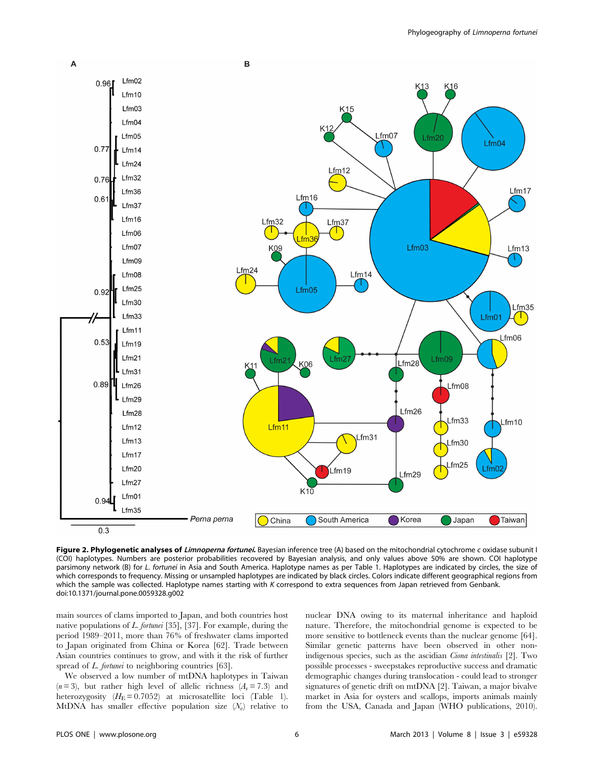**Figure 2. Phylogenetic analyses of *Limnoperna fortunei*.** Bayesian inference tree (A) based on the mitochondrial cytochrome *c* oxidase subunit I (COI) haplotypes. Numbers are posterior probabilities recovered by Bayesian analysis, and only values above 50% are shown. COI haplotype parsimony network (B) for *L. fortunei* in Asia and South America. Haplotype names as per Table 1. Haplotypes are indicated by circles, the size of which corresponds to frequency. Missing or unsampled haplotypes are indicated by black circles. Colors indicate different geographical regions from which the sample was collected. Haplotype names starting with *K* correspond to extra sequences from Japan retrieved from Genbank.
doi:10.1371/journal.pone.0059328.g002

main sources of clams imported to Japan, and both countries host native populations of *L. fortunei* [35], [37]. For example, during the period 1989–2011, more than 76% of freshwater clams imported to Japan originated from China or Korea [62]. Trade between Asian countries continues to grow, and with it the risk of further spread of *L. fortunei* to neighboring countries [63].

We observed a low number of mtDNA haplotypes in Taiwan ($n = 3$), but rather high level of allelic richness ($A_r = 7.3$) and heterozygosity ($H_E = 0.7052$) at microsatellite loci (Table 1). MtDNA has smaller effective population size ($N_e$) relative to nuclear DNA owing to its maternal inheritance and haploid nature. Therefore, the mitochondrial genome is expected to be more sensitive to bottleneck events than the nuclear genome [64]. Similar genetic patterns have been observed in other non-indigenous species, such as the ascidian *Ciona intestinalis* [2]. Two possible processes - sweepstakes reproductive success and dramatic demographic changes during translocation - could lead to stronger signatures of genetic drift on mtDNA [2]. Taiwan, a major bivalve market in Asia for oysters and scallops, imports animals mainly from the USA, Canada and Japan (WHO publications, 2010).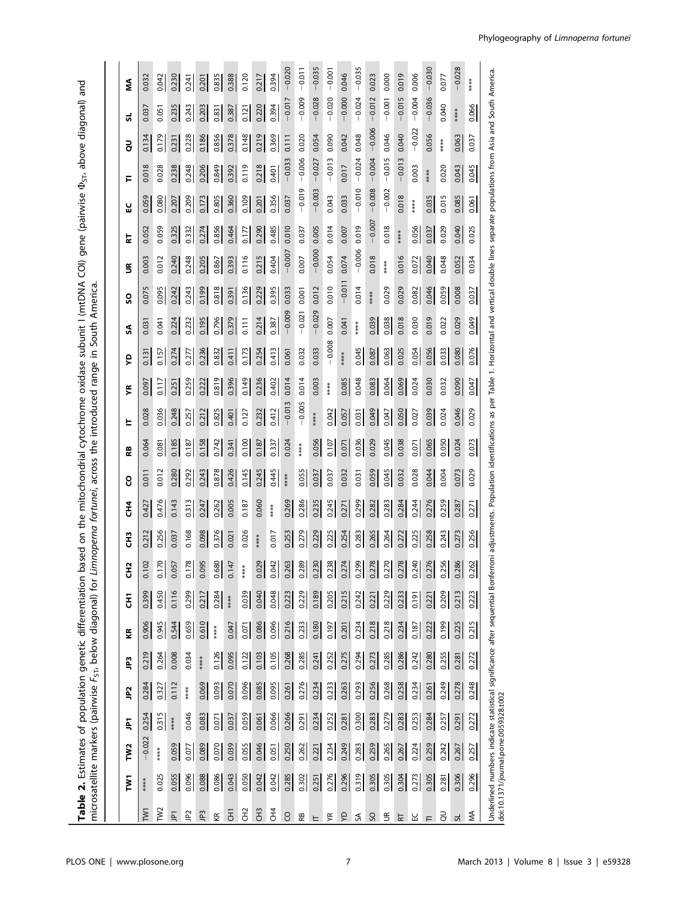**Table 2.** Estimates of population genetic differentiation based on the mitochondrial cytochrome oxidase subunit I (mtDNA COI) gene (pairwise $\Phi_{ST}$, above diagonal) and microsatellite markers (pairwise $F_{ST}$, below diagonal) for *Limnoperna fortunei*, across the introduced range in South America.

| | TW1 | TW2 | JP1 | JP2 | JP3 | KR | CH1 | CH2 | CH3 | CH4 | CO | RB | IT | YR | YD | SA | SO | UR | RT | EC | TI | QU | SL | MA |
|---|---|---|---|---|---|---|---|---|---|---|---|---|---|---|---|---|---|---|---|---|---|---|---|---|
| TW1 | **** | −0.022 | <u>0.254</u> | <u>0.284</u> | <u>0.219</u> | <u>0.906</u> | <u>0.399</u> | 0.102 | <u>0.212</u> | <u>0.427</u> | 0.011 | 0.064 | 0.028 | <u>0.097</u> | <u>0.131</u> | 0.031 | 0.075 | 0.003 | 0.052 | 0.059 | 0.018 | <u>0.134</u> | 0.037 | 0.032 |
| TW2 | 0.025 | **** | <u>0.315</u> | <u>0.327</u> | <u>0.264</u> | <u>0.945</u> | <u>0.450</u> | <u>0.170</u> | <u>0.256</u> | <u>0.476</u> | 0.012 | <u>0.081</u> | <u>0.036</u> | <u>0.117</u> | <u>0.157</u> | 0.041 | <u>0.095</u> | 0.012 | 0.059 | <u>0.080</u> | 0.028 | <u>0.179</u> | 0.051 | <u>0.042</u> |
| JP1 | <u>0.055</u> | <u>0.059</u> | **** | 0.112 | 0.008 | <u>0.544</u> | 0.116 | 0.057 | 0.037 | 0.143 | <u>0.280</u> | <u>0.185</u> | <u>0.248</u> | <u>0.251</u> | <u>0.274</u> | <u>0.224</u> | <u>0.242</u> | <u>0.240</u> | <u>0.325</u> | <u>0.207</u> | <u>0.238</u> | <u>0.231</u> | <u>0.235</u> | <u>0.230</u> |
| JP2 | 0.096 | 0.077 | 0.046 | **** | 0.034 | <u>0.659</u> | 0.299 | 0.178 | 0.168 | 0.313 | 0.292 | 0.187 | 0.257 | 0.259 | 0.277 | 0.232 | 0.243 | 0.248 | 0.332 | 0.209 | 0.248 | 0.228 | 0.243 | 0.241 |
| JP3 | <u>0.088</u> | <u>0.089</u> | <u>0.083</u> | <u>0.069</u> | **** | <u>0.610</u> | <u>0.217</u> | 0.095 | <u>0.098</u> | <u>0.247</u> | <u>0.243</u> | <u>0.158</u> | <u>0.212</u> | <u>0.222</u> | <u>0.236</u> | <u>0.195</u> | <u>0.199</u> | <u>0.205</u> | <u>0.274</u> | <u>0.173</u> | <u>0.206</u> | <u>0.186</u> | <u>0.203</u> | <u>0.201</u> |
| KR | 0.086 | 0.070 | 0.071 | <u>0.093</u> | <u>0.126</u> | **** | <u>0.284</u> | <u>0.680</u> | <u>0.376</u> | <u>0.262</u> | <u>0.878</u> | <u>0.742</u> | <u>0.825</u> | <u>0.819</u> | <u>0.832</u> | <u>0.796</u> | <u>0.818</u> | <u>0.867</u> | <u>0.856</u> | <u>0.805</u> | <u>0.849</u> | <u>0.856</u> | <u>0.831</u> | <u>0.835</u> |
| CH1 | <u>0.043</u> | <u>0.039</u> | <u>0.037</u> | <u>0.070</u> | <u>0.095</u> | <u>0.047</u> | **** | <u>0.147</u> | 0.021 | 0.005 | <u>0.426</u> | <u>0.341</u> | <u>0.401</u> | <u>0.396</u> | <u>0.411</u> | <u>0.379</u> | <u>0.391</u> | <u>0.393</u> | <u>0.464</u> | <u>0.360</u> | <u>0.392</u> | <u>0.378</u> | <u>0.387</u> | <u>0.388</u> |
| CH2 | <u>0.050</u> | <u>0.055</u> | <u>0.059</u> | <u>0.096</u> | <u>0.122</u> | <u>0.071</u> | <u>0.039</u> | **** | 0.026 | 0.187 | <u>0.145</u> | <u>0.100</u> | 0.127 | <u>0.149</u> | <u>0.173</u> | 0.111 | <u>0.136</u> | 0.116 | <u>0.177</u> | <u>0.109</u> | 0.119 | <u>0.148</u> | <u>0.121</u> | 0.120 |
| CH3 | <u>0.042</u> | <u>0.046</u> | <u>0.061</u> | <u>0.085</u> | <u>0.103</u> | <u>0.086</u> | <u>0.040</u> | <u>0.029</u> | **** | 0.060 | <u>0.245</u> | <u>0.187</u> | <u>0.232</u> | <u>0.236</u> | <u>0.254</u> | <u>0.214</u> | <u>0.229</u> | <u>0.215</u> | <u>0.290</u> | <u>0.201</u> | <u>0.218</u> | <u>0.219</u> | <u>0.220</u> | <u>0.217</u> |
| CH4 | 0.042 | 0.051 | <u>0.066</u> | <u>0.095</u> | <u>0.105</u> | <u>0.096</u> | <u>0.048</u> | <u>0.042</u> | 0.017 | **** | 0.445 | 0.337 | 0.412 | 0.402 | 0.413 | 0.387 | 0.395 | <u>0.404</u> | 0.485 | 0.356 | <u>0.401</u> | 0.369 | 0.394 | 0.394 |
| CO | <u>0.285</u> | <u>0.250</u> | <u>0.266</u> | <u>0.261</u> | <u>0.268</u> | <u>0.216</u> | <u>0.223</u> | <u>0.263</u> | <u>0.253</u> | <u>0.269</u> | **** | 0.024 | −0.013 | 0.014 | 0.061 | −0.009 | 0.033 | −0.007 | 0.010 | 0.037 | −0.033 | 0.111 | −0.017 | −0.020 |
| RB | <u>0.302</u> | <u>0.262</u> | <u>0.291</u> | <u>0.276</u> | <u>0.285</u> | <u>0.233</u> | <u>0.229</u> | <u>0.289</u> | <u>0.279</u> | <u>0.286</u> | <u>0.055</u> | **** | −0.005 | 0.014 | 0.032 | −0.021 | 0.001 | 0.007 | 0.037 | −0.019 | −0.006 | 0.020 | −0.009 | −0.011 |
| IT | <u>0.251</u> | <u>0.221</u> | <u>0.234</u> | <u>0.234</u> | <u>0.241</u> | <u>0.180</u> | <u>0.189</u> | <u>0.230</u> | <u>0.229</u> | <u>0.235</u> | <u>0.037</u> | <u>0.056</u> | **** | 0.003 | 0.033 | −0.029 | 0.012 | −0.000 | 0.005 | −0.003 | −0.027 | 0.054 | −0.028 | −0.035 |
| YR | <u>0.276</u> | <u>0.234</u> | <u>0.252</u> | <u>0.233</u> | <u>0.252</u> | <u>0.197</u> | <u>0.205</u> | <u>0.238</u> | <u>0.225</u> | <u>0.245</u> | 0.037 | <u>0.107</u> | <u>0.042</u> | **** | −0.008 | 0.007 | 0.010 | 0.054 | 0.014 | 0.043 | −0.013 | 0.090 | −0.020 | −0.001 |
| YD | <u>0.296</u> | <u>0.249</u> | <u>0.281</u> | <u>0.263</u> | <u>0.275</u> | <u>0.201</u> | <u>0.215</u> | <u>0.274</u> | <u>0.254</u> | <u>0.271</u> | 0.032 | <u>0.071</u> | <u>0.057</u> | <u>0.085</u> | **** | 0.041 | −0.011 | 0.074 | 0.007 | 0.033 | 0.017 | 0.042 | −0.000 | 0.046 |
| SA | <u>0.319</u> | <u>0.283</u> | <u>0.300</u> | <u>0.293</u> | <u>0.294</u> | <u>0.234</u> | <u>0.242</u> | <u>0.299</u> | <u>0.283</u> | <u>0.299</u> | 0.031 | 0.036 | 0.031 | 0.048 | <u>0.045</u> | **** | 0.014 | −0.006 | 0.019 | −0.010 | −0.024 | 0.048 | −0.024 | −0.035 |
| SO | <u>0.305</u> | <u>0.259</u> | <u>0.283</u> | <u>0.256</u> | <u>0.273</u> | <u>0.218</u> | <u>0.221</u> | <u>0.278</u> | <u>0.265</u> | <u>0.282</u> | <u>0.059</u> | 0.029 | <u>0.049</u> | <u>0.083</u> | <u>0.087</u> | <u>0.039</u> | **** | 0.018 | −0.007 | −0.008 | −0.004 | −0.006 | −0.012 | 0.023 |
| UR | <u>0.305</u> | <u>0.265</u> | <u>0.279</u> | <u>0.268</u> | <u>0.285</u> | <u>0.218</u> | <u>0.229</u> | <u>0.270</u> | <u>0.264</u> | <u>0.283</u> | <u>0.045</u> | <u>0.045</u> | <u>0.047</u> | <u>0.064</u> | <u>0.063</u> | <u>0.038</u> | 0.029 | **** | 0.018 | −0.002 | −0.015 | 0.046 | −0.001 | 0.000 |
| RT | <u>0.304</u> | <u>0.267</u> | <u>0.283</u> | <u>0.258</u> | <u>0.286</u> | <u>0.234</u> | <u>0.233</u> | <u>0.278</u> | <u>0.272</u> | <u>0.284</u> | 0.032 | 0.038 | <u>0.050</u> | <u>0.069</u> | <u>0.025</u> | <u>0.018</u> | 0.029 | 0.016 | **** | 0.018 | −0.013 | 0.040 | −0.015 | 0.019 |
| EC | 0.273 | 0.224 | 0.253 | 0.234 | 0.242 | 0.187 | 0.191 | 0.240 | 0.225 | 0.244 | 0.028 | 0.071 | 0.027 | 0.024 | 0.054 | 0.030 | 0.082 | 0.072 | 0.056 | **** | 0.003 | −0.022 | −0.004 | 0.006 |
| TI | <u>0.305</u> | <u>0.259</u> | <u>0.284</u> | <u>0.261</u> | <u>0.280</u> | <u>0.222</u> | <u>0.221</u> | <u>0.276</u> | <u>0.258</u> | <u>0.276</u> | <u>0.044</u> | <u>0.065</u> | <u>0.039</u> | 0.030 | <u>0.056</u> | 0.019 | <u>0.046</u> | <u>0.040</u> | <u>0.037</u> | <u>0.035</u> | **** | 0.056 | −0.036 | −0.030 |
| QU | 0.281 | 0.242 | 0.257 | 0.249 | 0.255 | 0.199 | 0.209 | 0.256 | 0.243 | 0.259 | 0.004 | 0.050 | 0.024 | 0.032 | 0.033 | 0.022 | 0.059 | 0.048 | 0.029 | 0.015 | 0.020 | **** | 0.040 | 0.077 |
| SL | <u>0.306</u> | <u>0.267</u> | <u>0.291</u> | <u>0.278</u> | <u>0.281</u> | <u>0.225</u> | <u>0.213</u> | <u>0.286</u> | <u>0.273</u> | <u>0.287</u> | <u>0.073</u> | 0.024 | <u>0.046</u> | <u>0.090</u> | <u>0.080</u> | <u>0.029</u> | 0.008 | <u>0.052</u> | <u>0.040</u> | <u>0.085</u> | <u>0.043</u> | <u>0.063</u> | **** | −0.028 |
| MA | <u>0.296</u> | <u>0.257</u> | <u>0.272</u> | <u>0.248</u> | <u>0.272</u> | <u>0.215</u> | <u>0.223</u> | <u>0.262</u> | <u>0.256</u> | <u>0.271</u> | 0.029 | <u>0.073</u> | 0.029 | <u>0.047</u> | <u>0.076</u> | <u>0.049</u> | <u>0.037</u> | 0.034 | 0.025 | <u>0.061</u> | <u>0.045</u> | 0.037 | <u>0.066</u> | **** |

Underlined numbers indicate statistical significance after sequential Bonferroni adjustments. Population identifications as per Table 1. Horizontal and vertical double lines separate populations from Asia and South America.

doi:10.1371/journal.pone.0059328.t002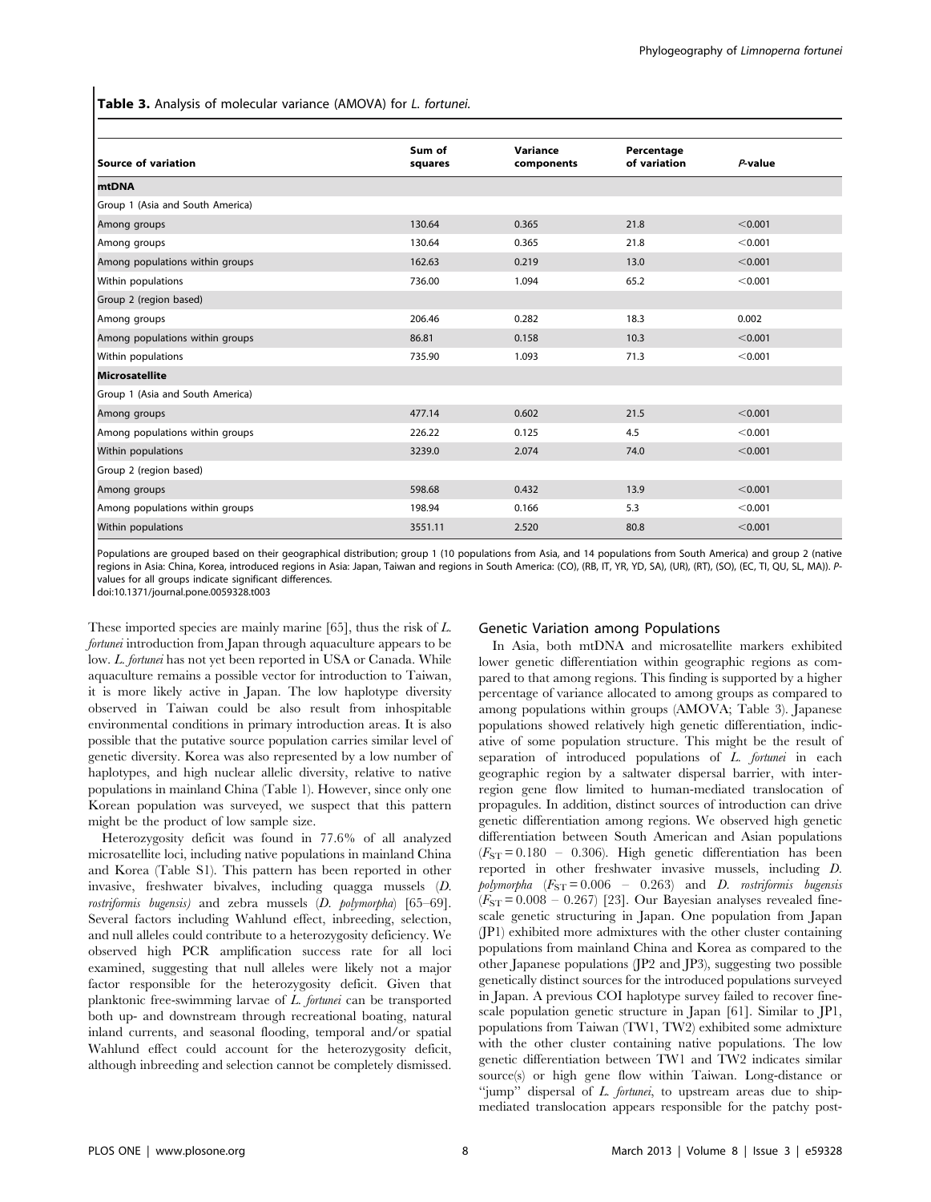**Table 3.** Analysis of molecular variance (AMOVA) for *L. fortunei*.

| Source of variation | Sum of squares | Variance components | Percentage of variation | *P*-value |
|---|---|---|---|---|
| **mtDNA** | | | | |
| Group 1 (Asia and South America) | | | | |
| Among groups | 130.64 | 0.365 | 21.8 | <0.001 |
| Among groups | 130.64 | 0.365 | 21.8 | <0.001 |
| Among populations within groups | 162.63 | 0.219 | 13.0 | <0.001 |
| Within populations | 736.00 | 1.094 | 65.2 | <0.001 |
| Group 2 (region based) | | | | |
| Among groups | 206.46 | 0.282 | 18.3 | 0.002 |
| Among populations within groups | 86.81 | 0.158 | 10.3 | <0.001 |
| Within populations | 735.90 | 1.093 | 71.3 | <0.001 |
| **Microsatellite** | | | | |
| Group 1 (Asia and South America) | | | | |
| Among groups | 477.14 | 0.602 | 21.5 | <0.001 |
| Among populations within groups | 226.22 | 0.125 | 4.5 | <0.001 |
| Within populations | 3239.0 | 2.074 | 74.0 | <0.001 |
| Group 2 (region based) | | | | |
| Among groups | 598.68 | 0.432 | 13.9 | <0.001 |
| Among populations within groups | 198.94 | 0.166 | 5.3 | <0.001 |
| Within populations | 3551.11 | 2.520 | 80.8 | <0.001 |

Populations are grouped based on their geographical distribution; group 1 (10 populations from Asia, and 14 populations from South America) and group 2 (native regions in Asia: China, Korea, introduced regions in Asia: Japan, Taiwan and regions in South America: (CO), (RB, IT, YR, YD, SA), (UR), (RT), (SO), (EC, TI, QU, SL, MA)). *P*-values for all groups indicate significant differences.

doi:10.1371/journal.pone.0059328.t003

These imported species are mainly marine [65], thus the risk of *L. fortunei* introduction from Japan through aquaculture appears to be low. *L. fortunei* has not yet been reported in USA or Canada. While aquaculture remains a possible vector for introduction to Taiwan, it is more likely active in Japan. The low haplotype diversity observed in Taiwan could be also result from inhospitable environmental conditions in primary introduction areas. It is also possible that the putative source population carries similar level of genetic diversity. Korea was also represented by a low number of haplotypes, and high nuclear allelic diversity, relative to native populations in mainland China (Table 1). However, since only one Korean population was surveyed, we suspect that this pattern might be the product of low sample size.

Heterozygosity deficit was found in 77.6% of all analyzed microsatellite loci, including native populations in mainland China and Korea (Table S1). This pattern has been reported in other invasive, freshwater bivalves, including quagga mussels (*D. rostriformis bugensis*) and zebra mussels (*D. polymorpha*) [65–69]. Several factors including Wahlund effect, inbreeding, selection, and null alleles could contribute to a heterozygosity deficiency. We observed high PCR amplification success rate for all loci examined, suggesting that null alleles were likely not a major factor responsible for the heterozygosity deficit. Given that planktonic free-swimming larvae of *L. fortunei* can be transported both up- and downstream through recreational boating, natural inland currents, and seasonal flooding, temporal and/or spatial Wahlund effect could account for the heterozygosity deficit, although inbreeding and selection cannot be completely dismissed.

## Genetic Variation among Populations

In Asia, both mtDNA and microsatellite markers exhibited lower genetic differentiation within geographic regions as compared to that among regions. This finding is supported by a higher percentage of variance allocated to among groups as compared to among populations within groups (AMOVA; Table 3). Japanese populations showed relatively high genetic differentiation, indicative of some population structure. This might be the result of separation of introduced populations of *L. fortunei* in each geographic region by a saltwater dispersal barrier, with inter-region gene flow limited to human-mediated translocation of propagules. In addition, distinct sources of introduction can drive genetic differentiation among regions. We observed high genetic differentiation between South American and Asian populations ($F_{ST} = 0.180 - 0.306$). High genetic differentiation has been reported in other freshwater invasive mussels, including *D. polymorpha* ($F_{ST} = 0.006 - 0.263$) and *D. rostriformis bugensis* ($F_{ST} = 0.008 - 0.267$) [23]. Our Bayesian analyses revealed fine-scale genetic structuring in Japan. One population from Japan (JP1) exhibited more admixtures with the other cluster containing populations from mainland China and Korea as compared to the other Japanese populations (JP2 and JP3), suggesting two possible genetically distinct sources for the introduced populations surveyed in Japan. A previous COI haplotype survey failed to recover fine-scale population genetic structure in Japan [61]. Similar to JP1, populations from Taiwan (TW1, TW2) exhibited some admixture with the other cluster containing native populations. The low genetic differentiation between TW1 and TW2 indicates similar source(s) or high gene flow within Taiwan. Long-distance or "jump" dispersal of *L. fortunei*, to upstream areas due to ship-mediated translocation appears responsible for the patchy post-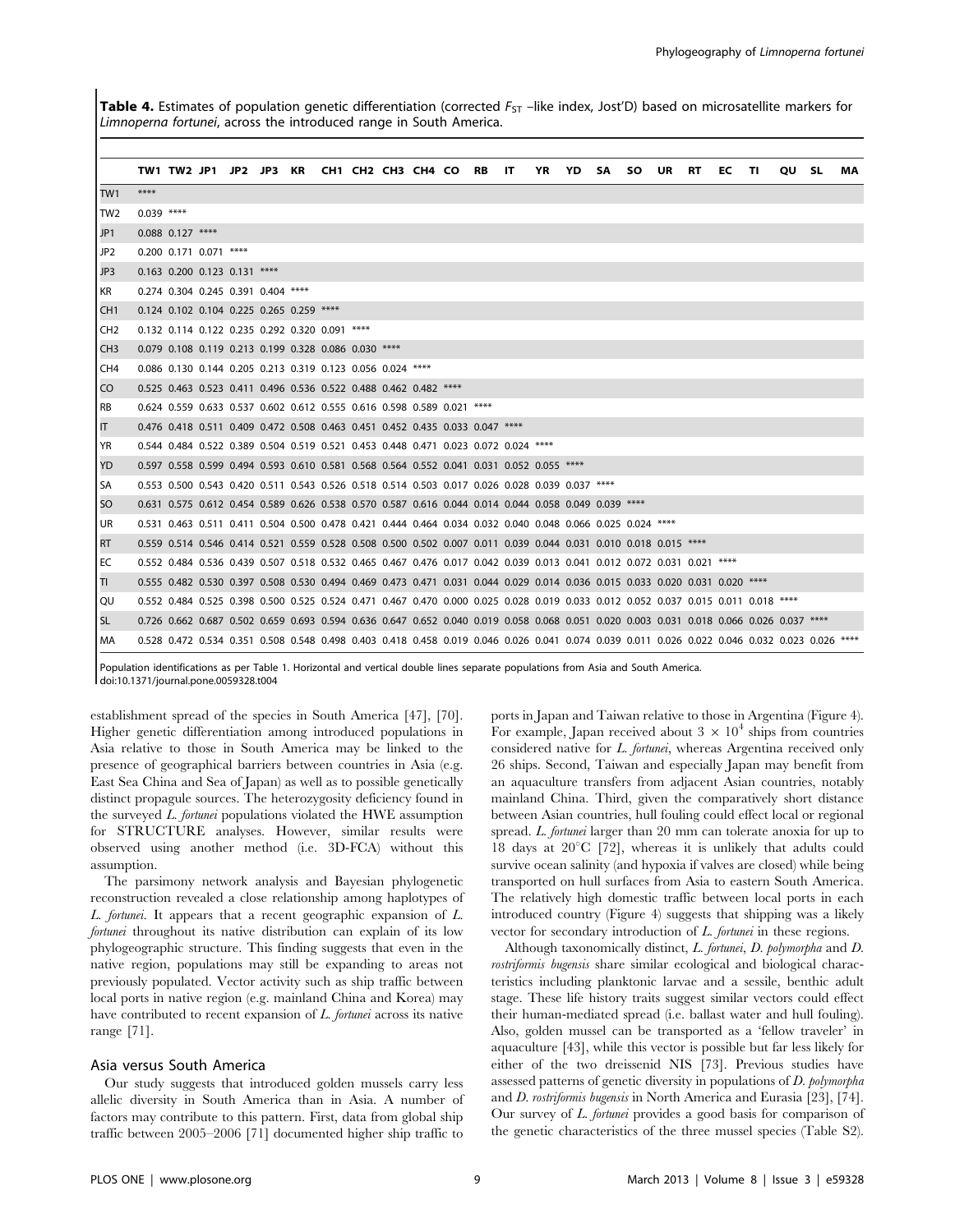**Table 4.** Estimates of population genetic differentiation (corrected $F_{ST}$ –like index, Jost'D) based on microsatellite markers for *Limnoperna fortunei*, across the introduced range in South America.

| | TW1 | TW2 | JP1 | JP2 | JP3 | KR | CH1 | CH2 | CH3 | CH4 | CO | RB | IT | YR | YD | SA | SO | UR | RT | EC | TI | QU | SL | MA |
|---|---|---|---|---|---|---|---|---|---|---|---|---|---|---|---|---|---|---|---|---|---|---|---|---|
| TW1 | **** | | | | | | | | | | | | | | | | | | | | | | | |
| TW2 | 0.039 | **** | | | | | | | | | | | | | | | | | | | | | | |
| JP1 | 0.088 | 0.127 | **** | | | | | | | | | | | | | | | | | | | | | |
| JP2 | 0.200 | 0.171 | 0.071 | **** | | | | | | | | | | | | | | | | | | | | |
| JP3 | 0.163 | 0.200 | 0.123 | 0.131 | **** | | | | | | | | | | | | | | | | | | | |
| KR | 0.274 | 0.304 | 0.245 | 0.391 | 0.404 | **** | | | | | | | | | | | | | | | | | | |
| CH1 | 0.124 | 0.102 | 0.104 | 0.225 | 0.265 | 0.259 | **** | | | | | | | | | | | | | | | | | |
| CH2 | 0.132 | 0.114 | 0.122 | 0.235 | 0.292 | 0.320 | 0.091 | **** | | | | | | | | | | | | | | | | |
| CH3 | 0.079 | 0.108 | 0.119 | 0.213 | 0.199 | 0.328 | 0.086 | 0.030 | **** | | | | | | | | | | | | | | | |
| CH4 | 0.086 | 0.130 | 0.144 | 0.205 | 0.213 | 0.319 | 0.123 | 0.056 | 0.024 | **** | | | | | | | | | | | | | | |
| CO | 0.525 | 0.463 | 0.523 | 0.411 | 0.496 | 0.536 | 0.522 | 0.488 | 0.462 | 0.482 | **** | | | | | | | | | | | | | |
| RB | 0.624 | 0.559 | 0.633 | 0.537 | 0.602 | 0.612 | 0.555 | 0.616 | 0.598 | 0.589 | 0.021 | **** | | | | | | | | | | | | |
| IT | 0.476 | 0.418 | 0.511 | 0.409 | 0.472 | 0.508 | 0.463 | 0.451 | 0.452 | 0.435 | 0.033 | 0.047 | **** | | | | | | | | | | | |
| YR | 0.544 | 0.484 | 0.522 | 0.389 | 0.504 | 0.519 | 0.521 | 0.453 | 0.448 | 0.471 | 0.023 | 0.072 | 0.024 | **** | | | | | | | | | | |
| YD | 0.597 | 0.558 | 0.599 | 0.494 | 0.593 | 0.610 | 0.581 | 0.568 | 0.564 | 0.552 | 0.041 | 0.031 | 0.052 | 0.055 | **** | | | | | | | | | |
| SA | 0.553 | 0.500 | 0.543 | 0.420 | 0.511 | 0.543 | 0.526 | 0.518 | 0.514 | 0.503 | 0.017 | 0.026 | 0.028 | 0.039 | 0.037 | **** | | | | | | | | |
| SO | 0.631 | 0.575 | 0.612 | 0.454 | 0.589 | 0.626 | 0.538 | 0.570 | 0.587 | 0.616 | 0.044 | 0.014 | 0.044 | 0.058 | 0.049 | 0.039 | **** | | | | | | | |
| UR | 0.531 | 0.463 | 0.511 | 0.411 | 0.504 | 0.500 | 0.478 | 0.421 | 0.444 | 0.464 | 0.034 | 0.032 | 0.040 | 0.048 | 0.066 | 0.025 | 0.024 | **** | | | | | | |
| RT | 0.559 | 0.514 | 0.546 | 0.414 | 0.521 | 0.559 | 0.528 | 0.508 | 0.500 | 0.502 | 0.007 | 0.011 | 0.039 | 0.044 | 0.031 | 0.010 | 0.018 | 0.015 | **** | | | | | |
| EC | 0.552 | 0.484 | 0.536 | 0.439 | 0.507 | 0.518 | 0.532 | 0.465 | 0.467 | 0.476 | 0.017 | 0.042 | 0.039 | 0.013 | 0.041 | 0.012 | 0.072 | 0.031 | 0.021 | **** | | | | |
| TI | 0.555 | 0.482 | 0.530 | 0.397 | 0.508 | 0.530 | 0.494 | 0.469 | 0.473 | 0.471 | 0.031 | 0.044 | 0.029 | 0.014 | 0.036 | 0.015 | 0.033 | 0.020 | 0.031 | 0.020 | **** | | | |
| QU | 0.552 | 0.484 | 0.525 | 0.398 | 0.500 | 0.525 | 0.524 | 0.471 | 0.467 | 0.470 | 0.000 | 0.025 | 0.028 | 0.019 | 0.033 | 0.012 | 0.052 | 0.037 | 0.015 | 0.011 | 0.018 | **** | | |
| SL | 0.726 | 0.662 | 0.687 | 0.502 | 0.659 | 0.693 | 0.594 | 0.636 | 0.647 | 0.652 | 0.040 | 0.019 | 0.058 | 0.068 | 0.051 | 0.020 | 0.003 | 0.031 | 0.018 | 0.066 | 0.026 | 0.037 | **** | |
| MA | 0.528 | 0.472 | 0.534 | 0.351 | 0.508 | 0.548 | 0.498 | 0.403 | 0.418 | 0.458 | 0.019 | 0.046 | 0.026 | 0.041 | 0.074 | 0.039 | 0.011 | 0.026 | 0.022 | 0.046 | 0.032 | 0.023 | 0.026 | **** |

Population identifications as per Table 1. Horizontal and vertical double lines separate populations from Asia and South America.
doi:10.1371/journal.pone.0059328.t004

establishment spread of the species in South America [47], [70]. Higher genetic differentiation among introduced populations in Asia relative to those in South America may be linked to the presence of geographical barriers between countries in Asia (e.g. East Sea China and Sea of Japan) as well as to possible genetically distinct propagule sources. The heterozygosity deficiency found in the surveyed *L. fortunei* populations violated the HWE assumption for STRUCTURE analyses. However, similar results were observed using another method (i.e. 3D-FCA) without this assumption.

The parsimony network analysis and Bayesian phylogenetic reconstruction revealed a close relationship among haplotypes of *L. fortunei*. It appears that a recent geographic expansion of *L. fortunei* throughout its native distribution can explain of its low phylogeographic structure. This finding suggests that even in the native region, populations may still be expanding to areas not previously populated. Vector activity such as ship traffic between local ports in native region (e.g. mainland China and Korea) may have contributed to recent expansion of *L. fortunei* across its native range [71].

## Asia versus South America

Our study suggests that introduced golden mussels carry less allelic diversity in South America than in Asia. A number of factors may contribute to this pattern. First, data from global ship traffic between 2005–2006 [71] documented higher ship traffic to ports in Japan and Taiwan relative to those in Argentina (Figure 4). For example, Japan received about $3 \times 10^4$ ships from countries considered native for *L. fortunei*, whereas Argentina received only 26 ships. Second, Taiwan and especially Japan may benefit from an aquaculture transfers from adjacent Asian countries, notably mainland China. Third, given the comparatively short distance between Asian countries, hull fouling could effect local or regional spread. *L. fortunei* larger than 20 mm can tolerate anoxia for up to 18 days at 20°C [72], whereas it is unlikely that adults could survive ocean salinity (and hypoxia if valves are closed) while being transported on hull surfaces from Asia to eastern South America. The relatively high domestic traffic between local ports in each introduced country (Figure 4) suggests that shipping was a likely vector for secondary introduction of *L. fortunei* in these regions.

Although taxonomically distinct, *L. fortunei*, *D. polymorpha* and *D. rostriformis bugensis* share similar ecological and biological characteristics including planktonic larvae and a sessile, benthic adult stage. These life history traits suggest similar vectors could effect their human-mediated spread (i.e. ballast water and hull fouling). Also, golden mussel can be transported as a 'fellow traveler' in aquaculture [43], while this vector is possible but far less likely for either of the two dreissenid NIS [73]. Previous studies have assessed patterns of genetic diversity in populations of *D. polymorpha* and *D. rostriformis bugensis* in North America and Eurasia [23], [74]. Our survey of *L. fortunei* provides a good basis for comparison of the genetic characteristics of the three mussel species (Table S2).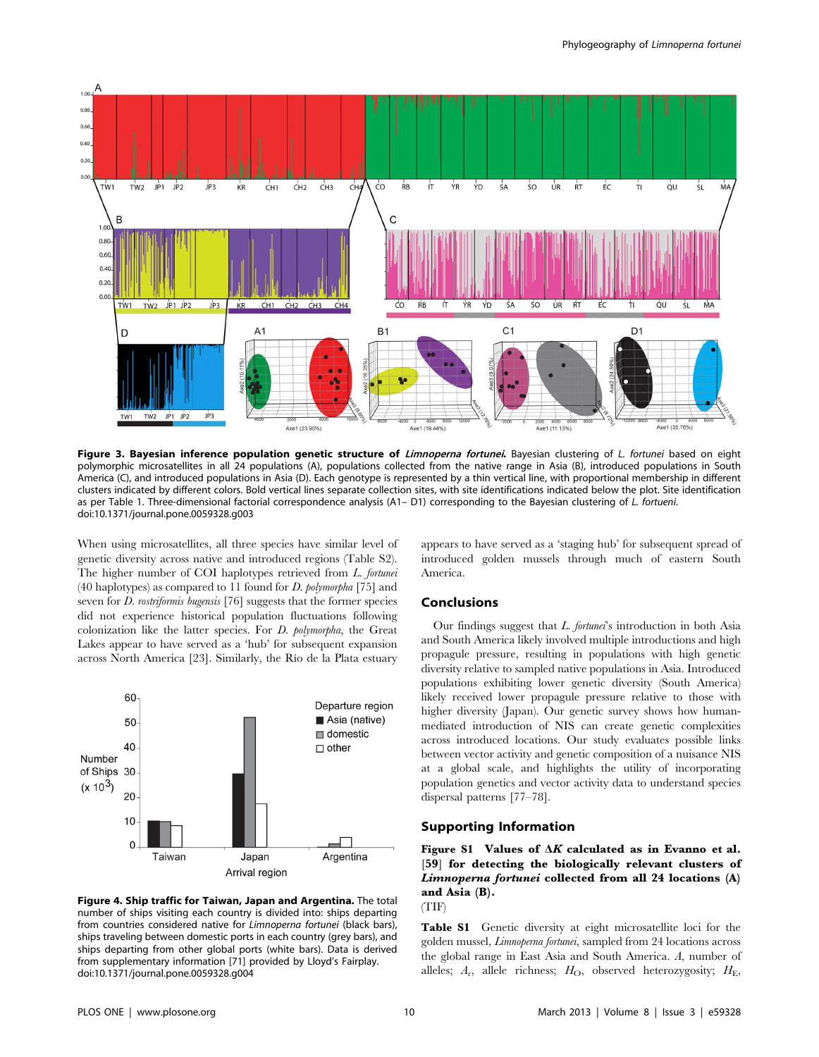**Figure 3. Bayesian inference population genetic structure of *Limnoperna fortunei*.** Bayesian clustering of *L. fortunei* based on eight polymorphic microsatellites in all 24 populations (A), populations collected from the native range in Asia (B), introduced populations in South America (C), and introduced populations in Asia (D). Each genotype is represented by a thin vertical line, with proportional membership in different clusters indicated by different colors. Bold vertical lines separate collection sites, with site identifications indicated below the plot. Site identification as per Table 1. Three-dimensional factorial correspondence analysis (A1– D1) corresponding to the Bayesian clustering of *L. fortueni*.
doi:10.1371/journal.pone.0059328.g003

When using microsatellites, all three species have similar level of genetic diversity across native and introduced regions (Table S2). The higher number of COI haplotypes retrieved from *L. fortunei* (40 haplotypes) as compared to 11 found for *D. polymorpha* [75] and seven for *D. rostriformis bugensis* [76] suggests that the former species did not experience historical population fluctuations following colonization like the latter species. For *D. polymorpha*, the Great Lakes appear to have served as a 'hub' for subsequent expansion across North America [23]. Similarly, the Rio de la Plata estuary appears to have served as a 'staging hub' for subsequent spread of introduced golden mussels through much of eastern South America.

**Figure 4. Ship traffic for Taiwan, Japan and Argentina.** The total number of ships visiting each country is divided into: ships departing from countries considered native for *Limnoperna fortunei* (black bars), ships traveling between domestic ports in each country (grey bars), and ships departing from other global ports (white bars). Data is derived from supplementary information [71] provided by Lloyd's Fairplay.
doi:10.1371/journal.pone.0059328.g004

## Conclusions

Our findings suggest that *L. fortunei*'s introduction in both Asia and South America likely involved multiple introductions and high propagule pressure, resulting in populations with high genetic diversity relative to sampled native populations in Asia. Introduced populations exhibiting lower genetic diversity (South America) likely received lower propagule pressure relative to those with higher diversity (Japan). Our genetic survey shows how human-mediated introduction of NIS can create genetic complexities across introduced locations. Our study evaluates possible links between vector activity and genetic composition of a nuisance NIS at a global scale, and highlights the utility of incorporating population genetics and vector activity data to understand species dispersal patterns [77–78].

## Supporting Information

**Figure S1 Values of Δ*K* calculated as in Evanno et al. [59] for detecting the biologically relevant clusters of *Limnoperna fortunei* collected from all 24 locations (A) and Asia (B).**
(TIF)

**Table S1** Genetic diversity at eight microsatellite loci for the golden mussel, *Limnoperna fortunei*, sampled from 24 locations across the global range in East Asia and South America. *A*, number of alleles; $A_r$, allele richness; $H_O$, observed heterozygosity; $H_E$,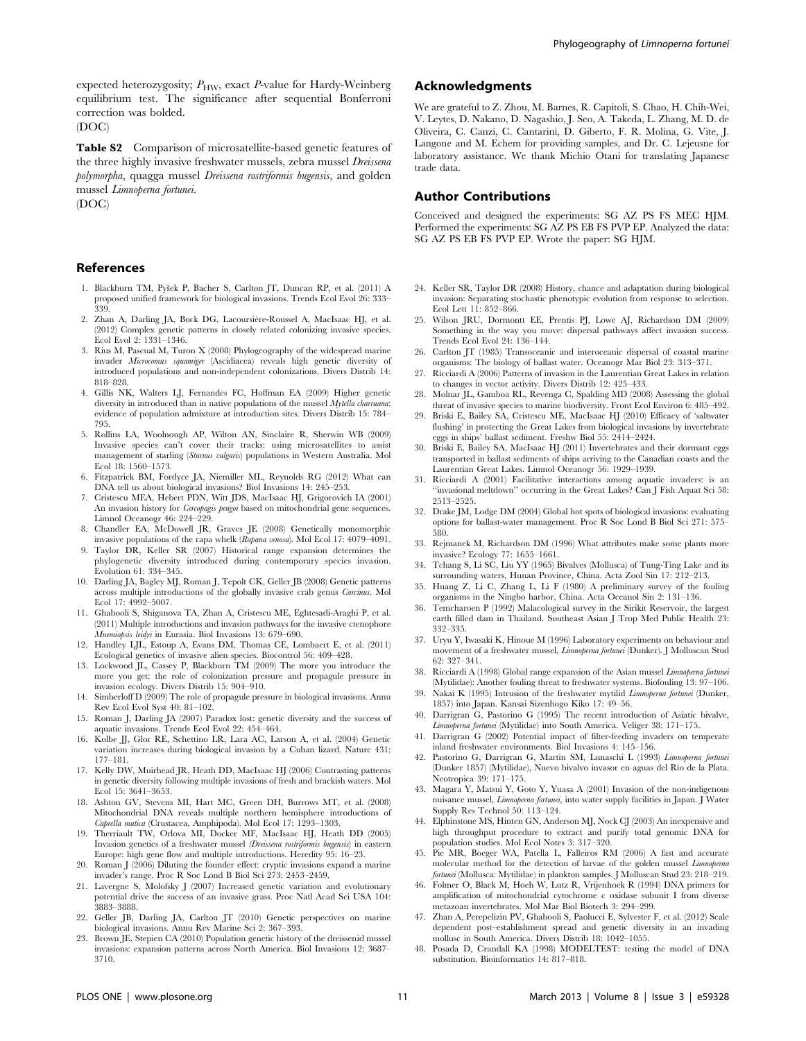expected heterozygosity; $P_{HW}$, exact $P$-value for Hardy-Weinberg equilibrium test. The significance after sequential Bonferroni correction was bolded.
(DOC)

**Table S2** Comparison of microsatellite-based genetic features of the three highly invasive freshwater mussels, zebra mussel *Dreissena polymorpha*, quagga mussel *Dreissena rostriformis bugensis*, and golden mussel *Limnoperna fortunei*.
(DOC)

## Acknowledgments

We are grateful to Z. Zhou, M. Barnes, R. Capitoli, S. Chao, H. Chih-Wei, V. Leytes, D. Nakano, D. Nagashio, J. Seo, A. Takeda, L. Zhang, M. D. de Oliveira, C. Canzi, C. Cantarini, D. Giberto, F. R. Molina, G. Vite, J. Langone and M. Echem for providing samples, and Dr. C. Lejeusne for laboratory assistance. We thank Michio Otani for translating Japanese trade data.

## Author Contributions

Conceived and designed the experiments: SG AZ PS FS MEC HJM. Performed the experiments: SG AZ PS EB FS PVP EP. Analyzed the data: SG AZ PS EB FS PVP EP. Wrote the paper: SG HJM.

## References

1. Blackburn TM, Pyšek P, Bacher S, Carlton JT, Duncan RP, et al. (2011) A proposed unified framework for biological invasions. Trends Ecol Evol 26: 333–339.
2. Zhan A, Darling JA, Bock DG, Lacoursière-Roussel A, MacIsaac HJ, et al. (2012) Complex genetic patterns in closely related colonizing invasive species. Ecol Evol 2: 1331–1346.
3. Rius M, Pascual M, Turon X (2008) Phylogeography of the widespread marine invader *Microcosmus squamiger* (Ascidiacea) reveals high genetic diversity of introduced populations and non-independent colonizations. Divers Distrib 14: 818–828.
4. Gillis NK, Walters LJ, Fernandes FC, Hoffman EA (2009) Higher genetic diversity in introduced than in native populations of the mussel *Mytella charruana*: evidence of population admixture at introduction sites. Divers Distrib 15: 784–795.
5. Rollins LA, Woolnough AP, Wilton AN, Sinclaire R, Sherwin WB (2009) Invasive species can't cover their tracks: using microsatellites to assist management of starling (*Sturnus vulgaris*) populations in Western Australia. Mol Ecol 18: 1560–1573.
6. Fitzpatrick BM, Fordyce JA, Niemiller ML, Reynolds RG (2012) What can DNA tell us about biological invasions? Biol Invasions 14: 245–253.
7. Cristescu MEA, Hebert PDN, Witt JDS, MacIsaac HJ, Grigorovich IA (2001) An invasion history for *Cercopagis pengoi* based on mitochondrial gene sequences. Limnol Oceanogr 46: 224–229.
8. Chandler EA, McDowell JR, Graves JE (2008) Genetically monomorphic invasive populations of the rapa whelk (*Rapana venosa*). Mol Ecol 17: 4079–4091.
9. Taylor DR, Keller SR (2007) Historical range expansion determines the phylogenetic diversity introduced during contemporary species invasion. Evolution 61: 334–345.
10. Darling JA, Bagley MJ, Roman J, Tepolt CK, Geller JB (2008) Genetic patterns across multiple introductions of the globally invasive crab genus *Carcinus*. Mol Ecol 17: 4992–5007.
11. Ghabooli S, Shiganova TA, Zhan A, Cristescu ME, Eghtesadi-Araghi P, et al. (2011) Multiple introductions and invasion pathways for the invasive ctenophore *Mnemiopsis leidyi* in Eurasia. Biol Invasions 13: 679–690.
12. Handley LJL, Estoup A, Evans DM, Thomas CE, Lombaert E, et al. (2011) Ecological genetics of invasive alien species. Biocontrol 56: 409–428.
13. Lockwood JL, Cassey P, Blackburn TM (2009) The more you introduce the more you get: the role of colonization pressure and propagule pressure in invasion ecology. Divers Distrib 15: 904–910.
14. Simberloff D (2009) The role of propagule pressure in biological invasions. Annu Rev Ecol Evol Syst 40: 81–102.
15. Roman J, Darling JA (2007) Paradox lost: genetic diversity and the success of aquatic invasions. Trends Ecol Evol 22: 454–464.
16. Kolbe JJ, Glor RE, Schettino LR, Lara AC, Larson A, et al. (2004) Genetic variation increases during biological invasion by a Cuban lizard. Nature 431: 177–181.
17. Kelly DW, Muirhead JR, Heath DD, MacIsaac HJ (2006) Contrasting patterns in genetic diversity following multiple invasions of fresh and brackish waters. Mol Ecol 15: 3641–3653.
18. Ashton GV, Stevens MI, Hart MC, Green DH, Burrows MT, et al. (2008) Mitochondrial DNA reveals multiple northern hemisphere introductions of *Caprella mutica* (Crustacea, Amphipoda). Mol Ecol 17: 1293–1303.
19. Therriault TW, Orlova MI, Docker MF, MacIsaac HJ, Heath DD (2005) Invasion genetics of a freshwater mussel (*Dreissena rostriformis bugensis*) in eastern Europe: high gene flow and multiple introductions. Heredity 95: 16–23.
20. Roman J (2006) Diluting the founder effect: cryptic invasions expand a marine invader's range. Proc R Soc Lond B Biol Sci 273: 2453–2459.
21. Lavergne S, Molofsky J (2007) Increased genetic variation and evolutionary potential drive the success of an invasive grass. Proc Natl Acad Sci USA 104: 3883–3888.
22. Geller JB, Darling JA, Carlton JT (2010) Genetic perspectives on marine biological invasions. Annu Rev Marine Sci 2: 367–393.
23. Brown JE, Stepien CA (2010) Population genetic history of the dreissenid mussel invasions: expansion patterns across North America. Biol Invasions 12: 3687–3710.
24. Keller SR, Taylor DR (2008) History, chance and adaptation during biological invasion: Separating stochastic phenotypic evolution from response to selection. Ecol Lett 11: 852–866.
25. Wilson JRU, Dormontt EE, Prentis PJ, Lowe AJ, Richardson DM (2009) Something in the way you move: dispersal pathways affect invasion success. Trends Ecol Evol 24: 136–144.
26. Carlton JT (1985) Transoceanic and interoceanic dispersal of coastal marine organisms: The biology of ballast water. Oceanogr Mar Biol 23: 313–371.
27. Ricciardi A (2006) Patterns of invasion in the Laurentian Great Lakes in relation to changes in vector activity. Divers Distrib 12: 425–433.
28. Molnar JL, Gamboa RL, Revenga C, Spalding MD (2008) Assessing the global threat of invasive species to marine biodiversity. Front Ecol Environ 6: 485–492.
29. Briski E, Bailey SA, Cristescu ME, MacIsaac HJ (2010) Efficacy of 'saltwater flushing' in protecting the Great Lakes from biological invasions by invertebrate eggs in ships' ballast sediment. Freshw Biol 55: 2414–2424.
30. Briski E, Bailey SA, MacIsaac HJ (2011) Invertebrates and their dormant eggs transported in ballast sediments of ships arriving to the Canadian coasts and the Laurentian Great Lakes. Limnol Oceanogr 56: 1929–1939.
31. Ricciardi A (2001) Facilitative interactions among aquatic invaders: is an "invasional meltdown" occurring in the Great Lakes? Can J Fish Aquat Sci 58: 2513–2525.
32. Drake JM, Lodge DM (2004) Global hot spots of biological invasions: evaluating options for ballast-water management. Proc R Soc Lond B Biol Sci 271: 575–580.
33. Rejmanek M, Richardson DM (1996) What attributes make some plants more invasive? Ecology 77: 1655–1661.
34. Tchang S, Li SC, Liu YY (1965) Bivalves (Mollusca) of Tung-Ting Lake and its surrounding waters, Hunan Province, China. Acta Zool Sin 17: 212–213.
35. Huang Z, Li C, Zhang L, Li F (1980) A preliminary survey of the fouling organisms in the Ningbo harbor, China. Acta Oceanol Sin 2: 131–136.
36. Temcharoen P (1992) Malacological survey in the Sirikit Reservoir, the largest earth filled dam in Thailand. Southeast Asian J Trop Med Public Health 23: 332–335.
37. Uryu Y, Iwasaki K, Hinoue M (1996) Laboratory experiments on behaviour and movement of a freshwater mussel, *Limnoperna fortunei* (Dunker). J Molluscan Stud 62: 327–341.
38. Ricciardi A (1998) Global range expansion of the Asian mussel *Limnoperna fortunei* (Mytilidae): Another fouling threat to freshwater systems. Biofouling 13: 97–106.
39. Nakai K (1995) Intrusion of the freshwater mytilid *Limnoperna fortunei* (Dunker, 1857) into Japan. Kansai Sizenhogo Kiko 17: 49–56.
40. Darrigran G, Pastorino G (1995) The recent introduction of Asiatic bivalve, *Limnoperna fortunei* (Mytilidae) into South America. Veliger 38: 171–175.
41. Darrigran G (2002) Potential impact of filter-feeding invaders on temperate inland freshwater environments. Biol Invasions 4: 145–156.
42. Pastorino G, Darrigran G, Martin SM, Lunaschi L (1993) *Limnoperna fortunei* (Dunker 1857) (Mytilidae), Nuevo bivalvo invasor en aguas del Rio de la Plata. Neotropica 39: 171–175.
43. Magara Y, Matsui Y, Goto Y, Yuasa A (2001) Invasion of the non-indigenous nuisance mussel, *Limnoperna fortunei*, into water supply facilities in Japan. J Water Supply Res Technol 50: 113–124.
44. Elphinstone MS, Hinten GN, Anderson MJ, Nock CJ (2003) An inexpensive and high throughput procedure to extract and purify total genomic DNA for population studies. Mol Ecol Notes 3: 317–320.
45. Pie MR, Boeger WA, Patella L, Falleiros RM (2006) A fast and accurate molecular method for the detection of larvae of the golden mussel *Limnoperna fortunei* (Mollusca: Mytilidae) in plankton samples. J Molluscan Stud 23: 218–219.
46. Folmer O, Black M, Hoeh W, Lutz R, Vrijenhoek R (1994) DNA primers for amplification of mitochondrial cytochrome c oxidase subunit I from diverse metazoan invertebrates. Mol Mar Biol Biotech 3: 294–299.
47. Zhan A, Perepelizin PV, Ghabooli S, Paolucci E, Sylvester F, et al. (2012) Scale dependent post–establishment spread and genetic diversity in an invading mollusc in South America. Divers Distrib 18: 1042–1055.
48. Posada D, Crandall KA (1998) MODELTEST: testing the model of DNA substitution. Bioinformatics 14: 817–818.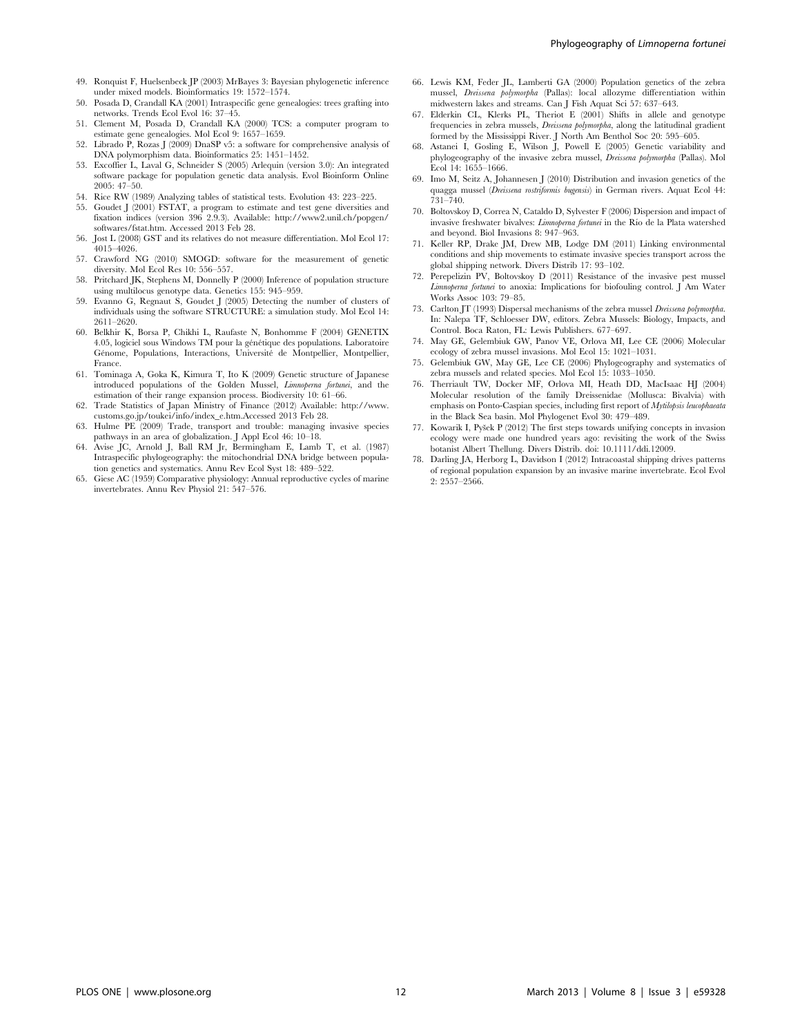49. Ronquist F, Huelsenbeck JP (2003) MrBayes 3: Bayesian phylogenetic inference under mixed models. Bioinformatics 19: 1572–1574.
50. Posada D, Crandall KA (2001) Intraspecific gene genealogies: trees grafting into networks. Trends Ecol Evol 16: 37–45.
51. Clement M, Posada D, Crandall KA (2000) TCS: a computer program to estimate gene genealogies. Mol Ecol 9: 1657–1659.
52. Librado P, Rozas J (2009) DnaSP v5: a software for comprehensive analysis of DNA polymorphism data. Bioinformatics 25: 1451–1452.
53. Excoffier L, Laval G, Schneider S (2005) Arlequin (version 3.0): An integrated software package for population genetic data analysis. Evol Bioinform Online 2005: 47–50.
54. Rice RW (1989) Analyzing tables of statistical tests. Evolution 43: 223–225.
55. Goudet J (2001) FSTAT, a program to estimate and test gene diversities and fixation indices (version 396 2.9.3). Available: http://www2.unil.ch/popgen/softwares/fstat.htm. Accessed 2013 Feb 28.
56. Jost L (2008) GST and its relatives do not measure differentiation. Mol Ecol 17: 4015–4026.
57. Crawford NG (2010) SMOGD: software for the measurement of genetic diversity. Mol Ecol Res 10: 556–557.
58. Pritchard JK, Stephens M, Donnelly P (2000) Inference of population structure using multilocus genotype data. Genetics 155: 945–959.
59. Evanno G, Regnaut S, Goudet J (2005) Detecting the number of clusters of individuals using the software STRUCTURE: a simulation study. Mol Ecol 14: 2611–2620.
60. Belkhir K, Borsa P, Chikhi L, Raufaste N, Bonhomme F (2004) GENETIX 4.05, logiciel sous Windows TM pour la génétique des populations. Laboratoire Génome, Populations, Interactions, Université de Montpellier, Montpellier, France.
61. Tominaga A, Goka K, Kimura T, Ito K (2009) Genetic structure of Japanese introduced populations of the Golden Mussel, *Limnoperna fortunei*, and the estimation of their range expansion process. Biodiversity 10: 61–66.
62. Trade Statistics of Japan Ministry of Finance (2012) Available: http://www.customs.go.jp/toukei/info/index_e.htm.Accessed 2013 Feb 28.
63. Hulme PE (2009) Trade, transport and trouble: managing invasive species pathways in an area of globalization. J Appl Ecol 46: 10–18.
64. Avise JC, Arnold J, Ball RM Jr, Bermingham E, Lamb T, et al. (1987) Intraspecific phylogeography: the mitochondrial DNA bridge between population genetics and systematics. Annu Rev Ecol Syst 18: 489–522.
65. Giese AC (1959) Comparative physiology: Annual reproductive cycles of marine invertebrates. Annu Rev Physiol 21: 547–576.
66. Lewis KM, Feder JL, Lamberti GA (2000) Population genetics of the zebra mussel, *Dreissena polymorpha* (Pallas): local allozyme differentiation within midwestern lakes and streams. Can J Fish Aquat Sci 57: 637–643.
67. Elderkin CL, Klerks PL, Theriot E (2001) Shifts in allele and genotype frequencies in zebra mussels, *Dreissena polymorpha*, along the latitudinal gradient formed by the Mississippi River. J North Am Benthol Soc 20: 595–605.
68. Astanei I, Gosling E, Wilson J, Powell E (2005) Genetic variability and phylogeography of the invasive zebra mussel, *Dreissena polymorpha* (Pallas). Mol Ecol 14: 1655–1666.
69. Imo M, Seitz A, Johannesen J (2010) Distribution and invasion genetics of the quagga mussel (*Dreissena rostriformis bugensis*) in German rivers. Aquat Ecol 44: 731–740.
70. Boltovskoy D, Correa N, Cataldo D, Sylvester F (2006) Dispersion and impact of invasive freshwater bivalves: *Limnoperna fortunei* in the Río de la Plata watershed and beyond. Biol Invasions 8: 947–963.
71. Keller RP, Drake JM, Drew MB, Lodge DM (2011) Linking environmental conditions and ship movements to estimate invasive species transport across the global shipping network. Divers Distrib 17: 93–102.
72. Perepelizin PV, Boltovskoy D (2011) Resistance of the invasive pest mussel *Limnoperna fortunei* to anoxia: Implications for biofouling control. J Am Water Works Assoc 103: 79–85.
73. Carlton JT (1993) Dispersal mechanisms of the zebra mussel *Dreissena polymorpha*. In: Nalepa TF, Schloesser DW, editors. Zebra Mussels: Biology, Impacts, and Control. Boca Raton, FL: Lewis Publishers. 677–697.
74. May GE, Gelembiuk GW, Panov VE, Orlova MI, Lee CE (2006) Molecular ecology of zebra mussel invasions. Mol Ecol 15: 1021–1031.
75. Gelembiuk GW, May GE, Lee CE (2006) Phylogeography and systematics of zebra mussels and related species. Mol Ecol 15: 1033–1050.
76. Therriault TW, Docker MF, Orlova MI, Heath DD, MacIsaac HJ (2004) Molecular resolution of the family Dreissenidae (Mollusca: Bivalvia) with emphasis on Ponto-Caspian species, including first report of *Mytilopsis leucophaeata* in the Black Sea basin. Mol Phylogenet Evol 30: 479–489.
77. Kowarik I, Pyšek P (2012) The first steps towards unifying concepts in invasion ecology were made one hundred years ago: revisiting the work of the Swiss botanist Albert Thellung. Divers Distrib. doi: 10.1111/ddi.12009.
78. Darling JA, Herborg L, Davidson I (2012) Intracoastal shipping drives patterns of regional population expansion by an invasive marine invertebrate. Ecol Evol 2: 2557–2566.